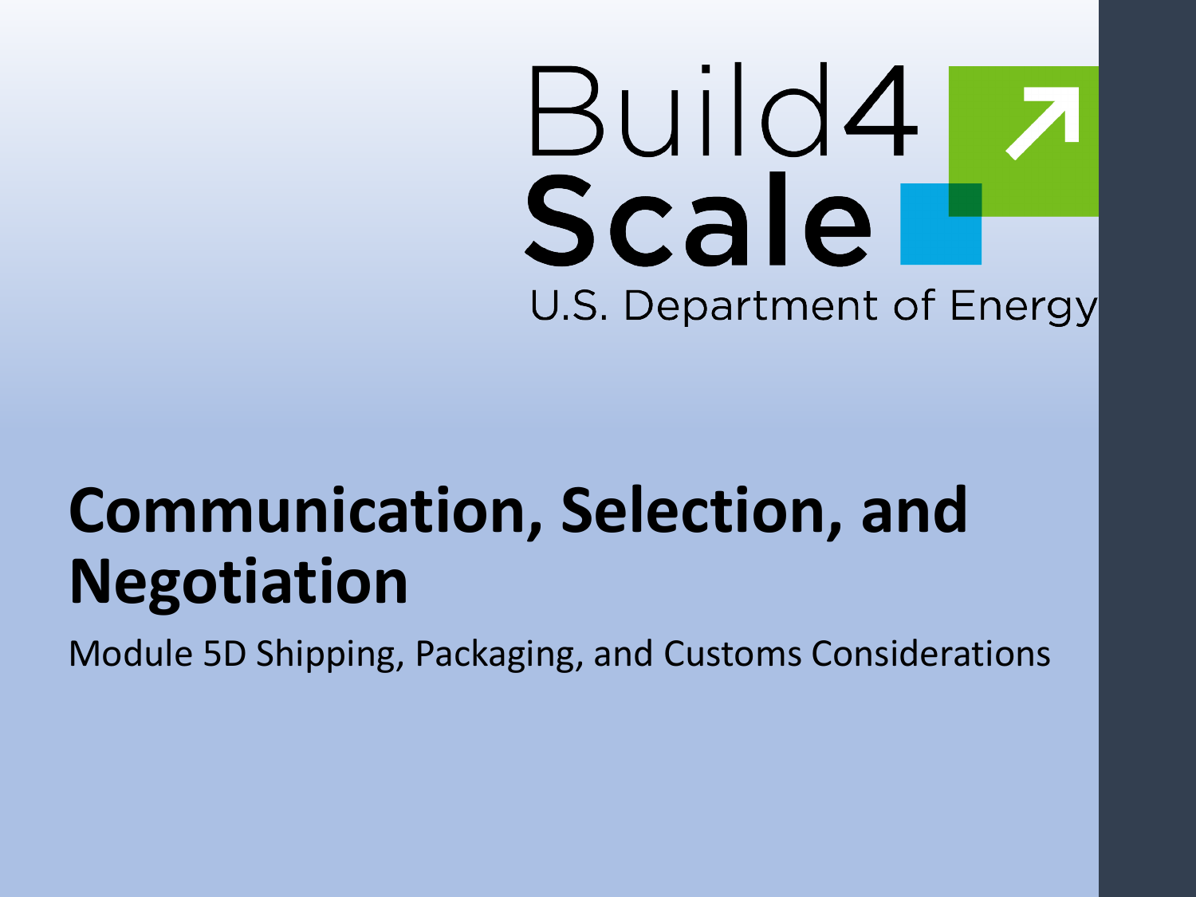Build4 Scale

U.S. Department of Energy

# Communication, Selection, and Negotiation

Module 5D Shipping, Packaging, and Customs Considerations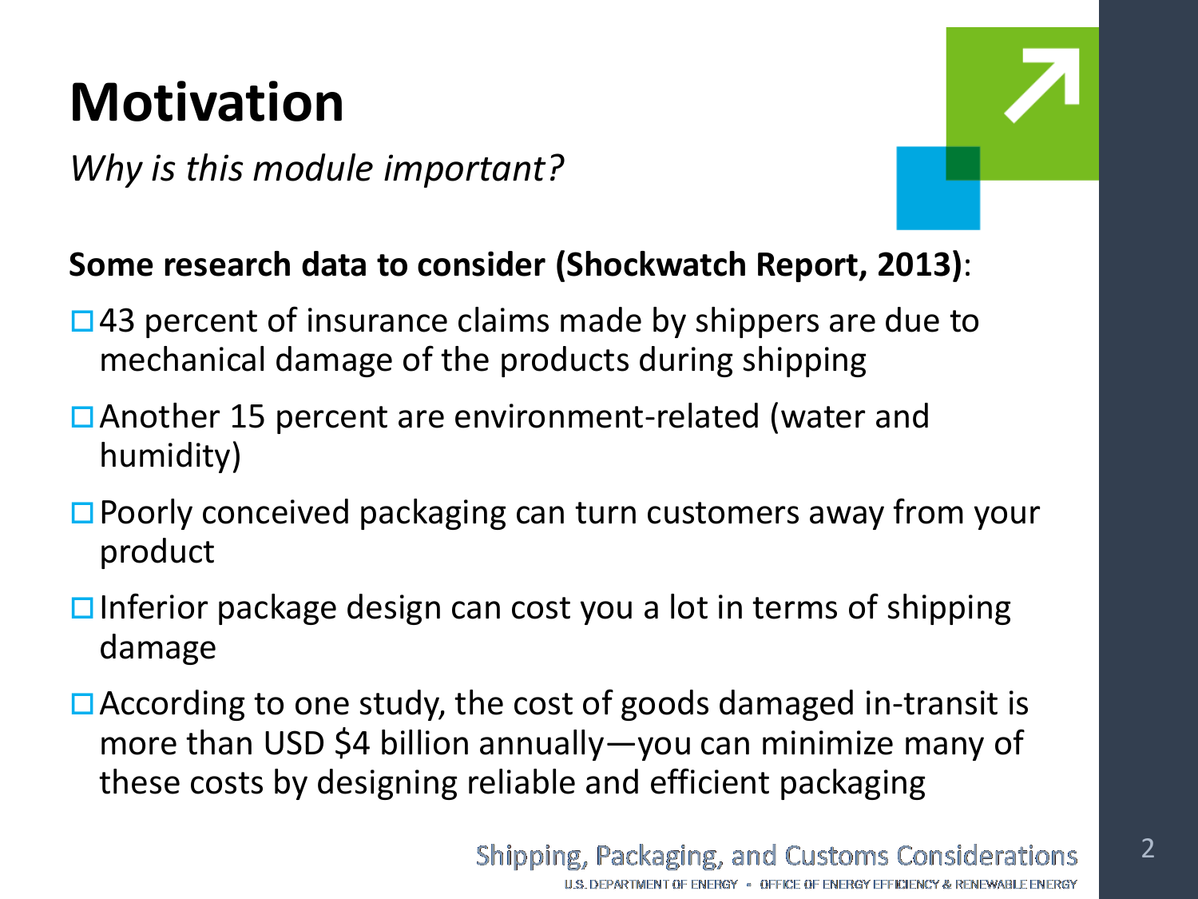# Motivation

*Why is this module important?*

**Some research data to consider (Shockwatch Report, 2013)**:

- 43 percent of insurance claims made by shippers are due to mechanical damage of the products during shipping
- Another 15 percent are environment-related (water and humidity)
- Poorly conceived packaging can turn customers away from your product
- Inferior package design can cost you a lot in terms of shipping damage
- According to one study, the cost of goods damaged in-transit is more than USD $4 billion annually—you can minimize many of these costs by designing reliable and efficient packaging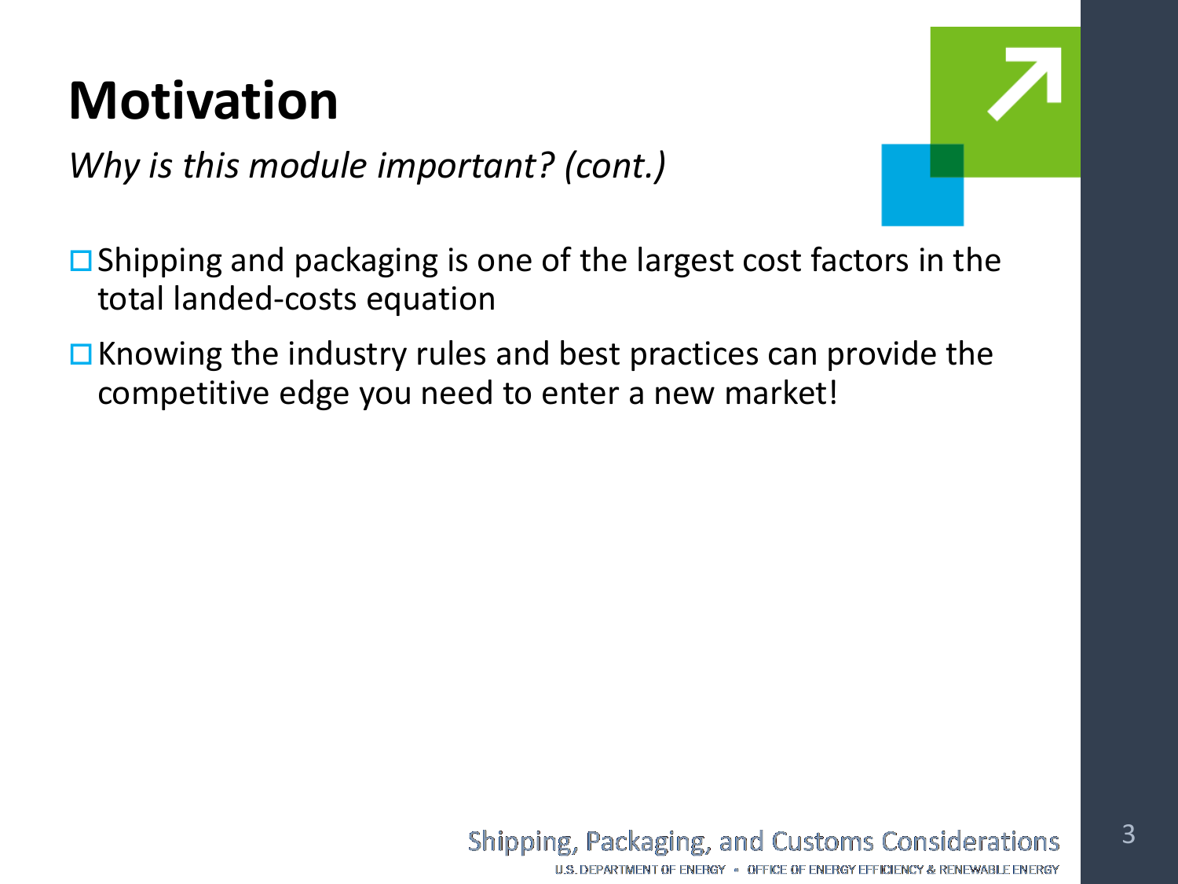# Motivation

*Why is this module important? (cont.)*

- Shipping and packaging is one of the largest cost factors in the total landed-costs equation
- Knowing the industry rules and best practices can provide the competitive edge you need to enter a new market!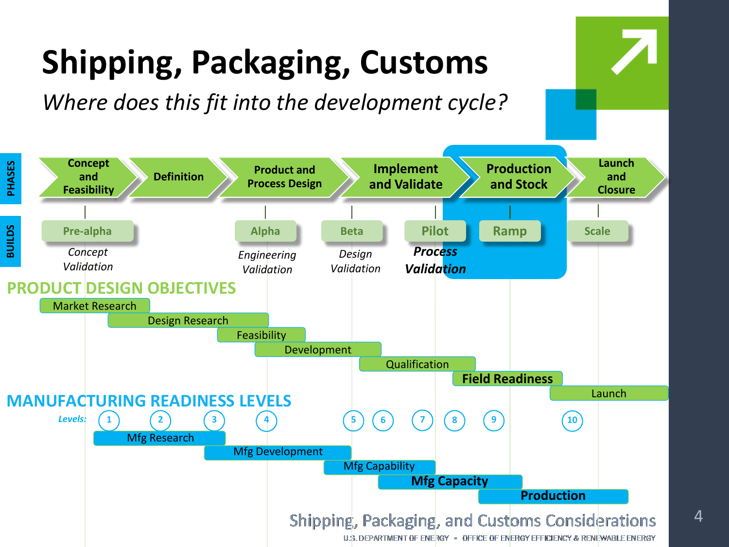# Shipping, Packaging, Customs

*Where does this fit into the development cycle?*

**PHASES**

Concept and Feasibility → Definition → Product and Process Design → Implement and Validate → **Production and Stock** → Launch and Closure

**BUILDS**

- Pre-alpha — *Concept Validation*
- Alpha — *Engineering Validation*
- Beta — *Design Validation*
- **Pilot** — ***Process Validation***
- **Ramp**
- Scale

## PRODUCT DESIGN OBJECTIVES

- Market Research
- Design Research
- Feasibility
- Development
- Qualification
- **Field Readiness**
- Launch

## MANUFACTURING READINESS LEVELS

*Levels:* 1, 2, 3, 4, 5, 6, 7, 8, 9, 10

- Mfg Research
- Mfg Development
- Mfg Capability
- **Mfg Capacity**
- **Production**

Shipping, Packaging, and Customs Considerations

U.S. DEPARTMENT OF ENERGY • OFFICE OF ENERGY EFFICIENCY & RENEWABLE ENERGY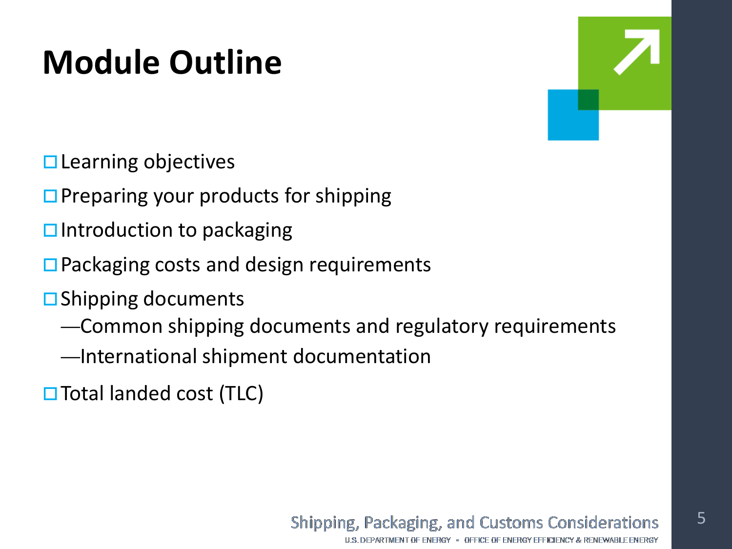# Module Outline

- Learning objectives
- Preparing your products for shipping
- Introduction to packaging
- Packaging costs and design requirements
- Shipping documents
  - Common shipping documents and regulatory requirements
  - International shipment documentation
- Total landed cost (TLC)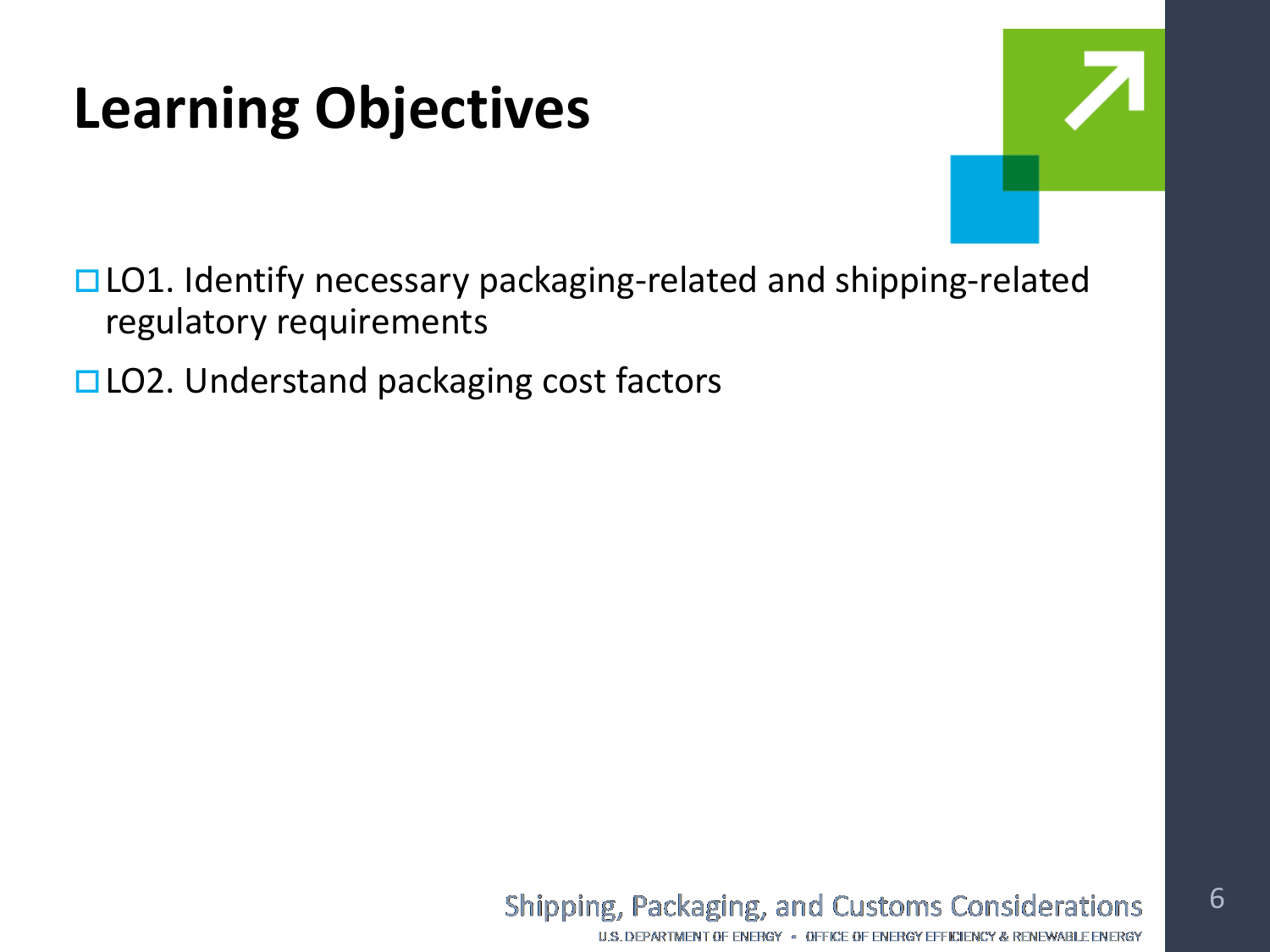# Learning Objectives

- LO1. Identify necessary packaging-related and shipping-related regulatory requirements
- LO2. Understand packaging cost factors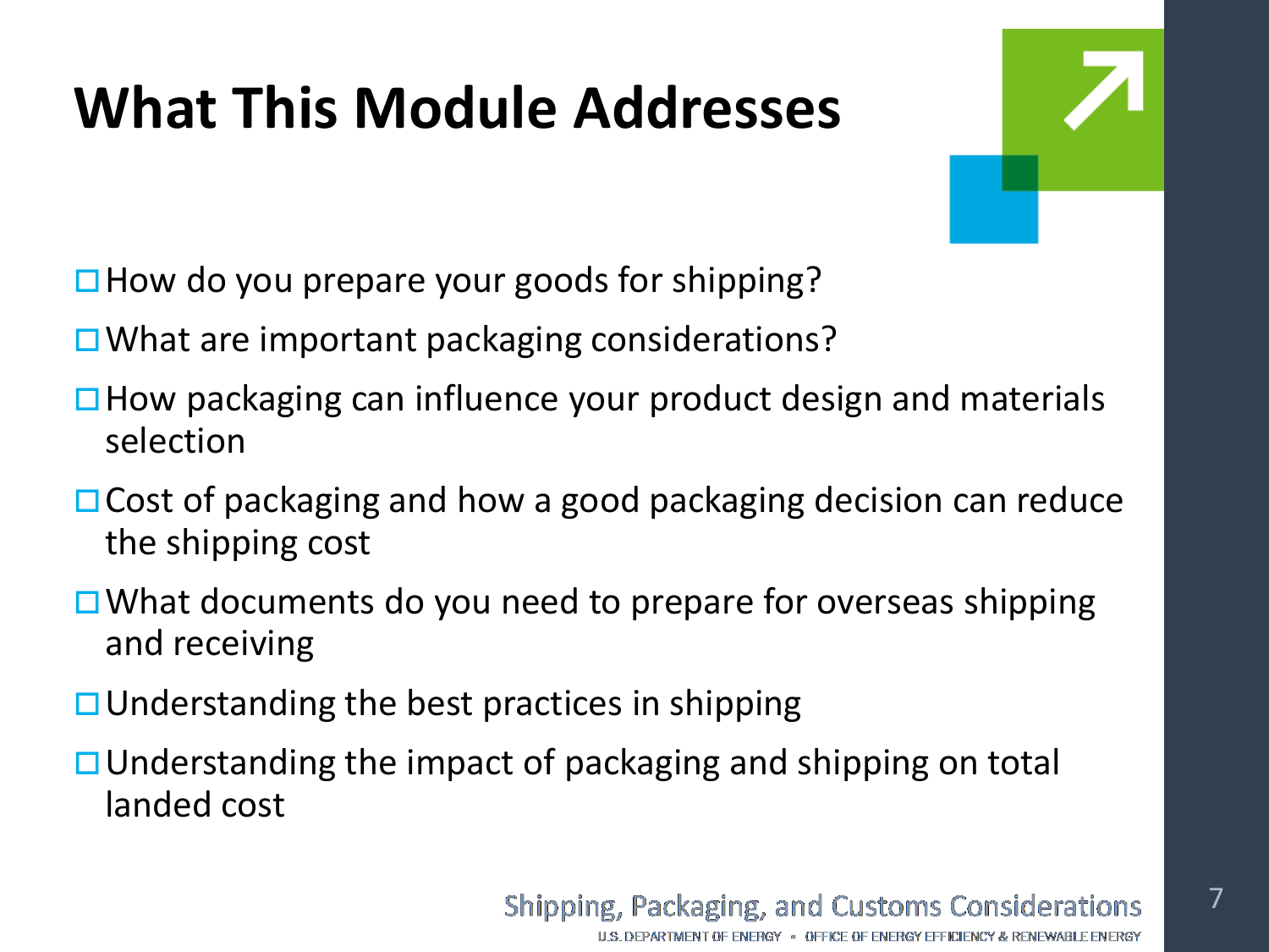# What This Module Addresses

- How do you prepare your goods for shipping?
- What are important packaging considerations?
- How packaging can influence your product design and materials selection
- Cost of packaging and how a good packaging decision can reduce the shipping cost
- What documents do you need to prepare for overseas shipping and receiving
- Understanding the best practices in shipping
- Understanding the impact of packaging and shipping on total landed cost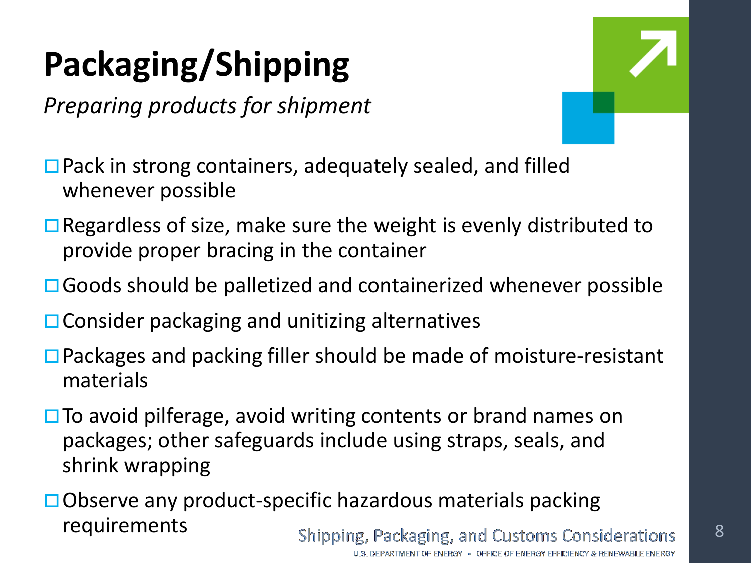# Packaging/Shipping

*Preparing products for shipment*

- Pack in strong containers, adequately sealed, and filled whenever possible
- Regardless of size, make sure the weight is evenly distributed to provide proper bracing in the container
- Goods should be palletized and containerized whenever possible
- Consider packaging and unitizing alternatives
- Packages and packing filler should be made of moisture-resistant materials
- To avoid pilferage, avoid writing contents or brand names on packages; other safeguards include using straps, seals, and shrink wrapping
- Observe any product-specific hazardous materials packing requirements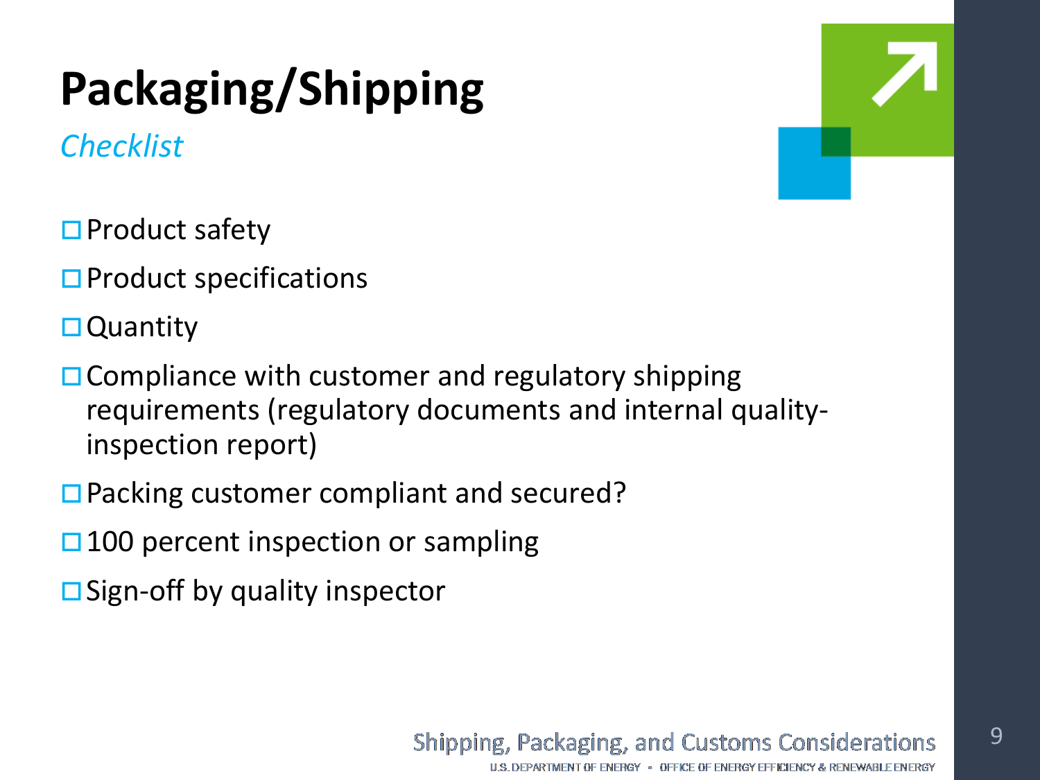# Packaging/Shipping

*Checklist*

- ☐ Product safety
- ☐ Product specifications
- ☐ Quantity
- ☐ Compliance with customer and regulatory shipping requirements (regulatory documents and internal quality-inspection report)
- ☐ Packing customer compliant and secured?
- ☐ 100 percent inspection or sampling
- ☐ Sign-off by quality inspector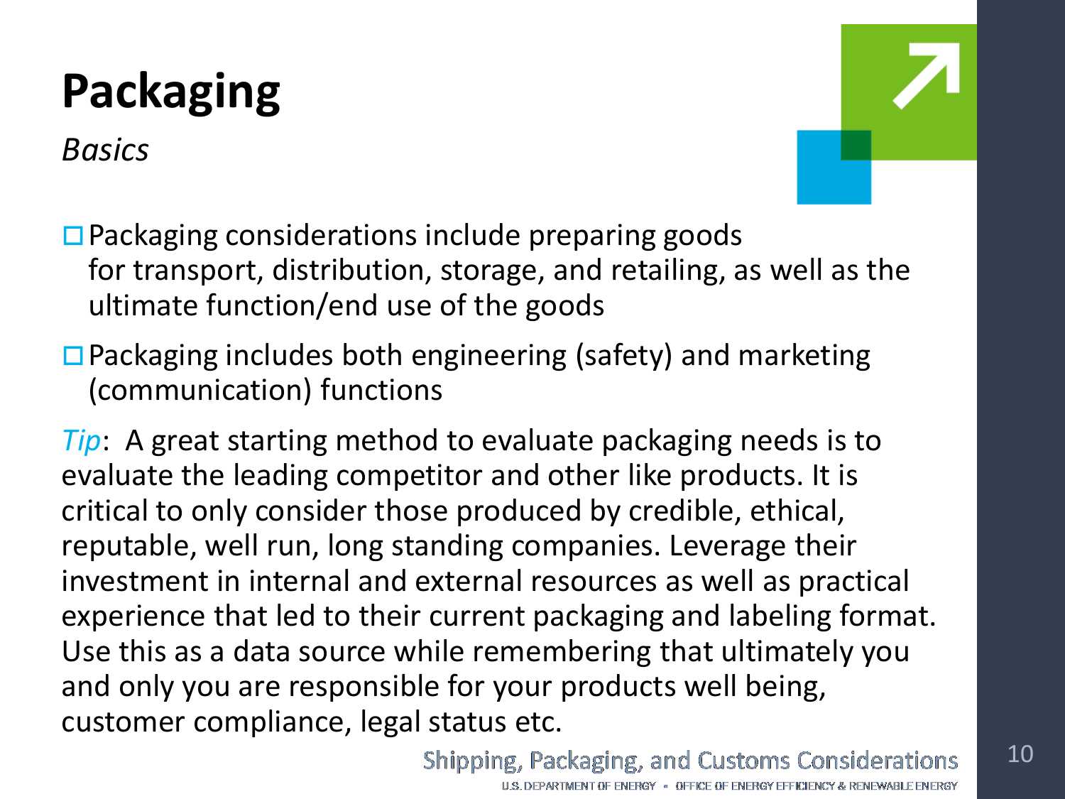# Packaging

*Basics*

- Packaging considerations include preparing goods for transport, distribution, storage, and retailing, as well as the ultimate function/end use of the goods
- Packaging includes both engineering (safety) and marketing (communication) functions

*Tip*: A great starting method to evaluate packaging needs is to evaluate the leading competitor and other like products. It is critical to only consider those produced by credible, ethical, reputable, well run, long standing companies. Leverage their investment in internal and external resources as well as practical experience that led to their current packaging and labeling format. Use this as a data source while remembering that ultimately you and only you are responsible for your products well being, customer compliance, legal status etc.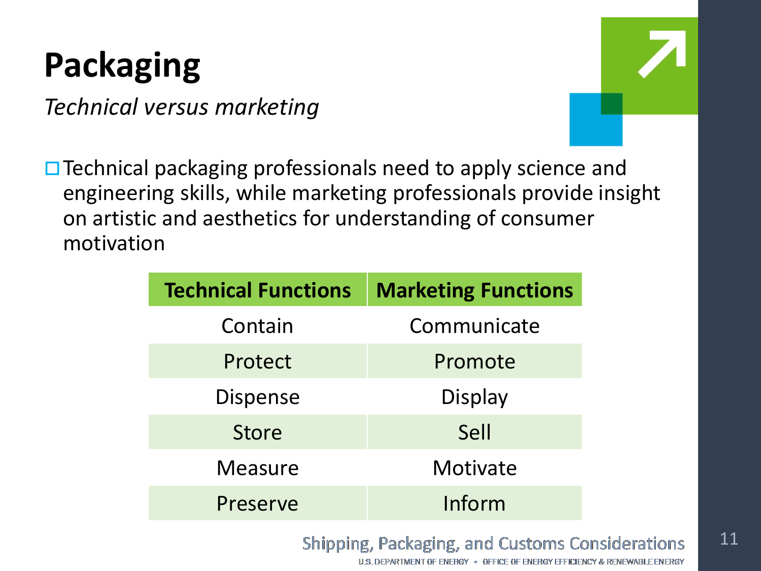# Packaging

*Technical versus marketing*

- Technical packaging professionals need to apply science and engineering skills, while marketing professionals provide insight on artistic and aesthetics for understanding of consumer motivation

| Technical Functions | Marketing Functions |
|---|---|
| Contain | Communicate |
| Protect | Promote |
| Dispense | Display |
| Store | Sell |
| Measure | Motivate |
| Preserve | Inform |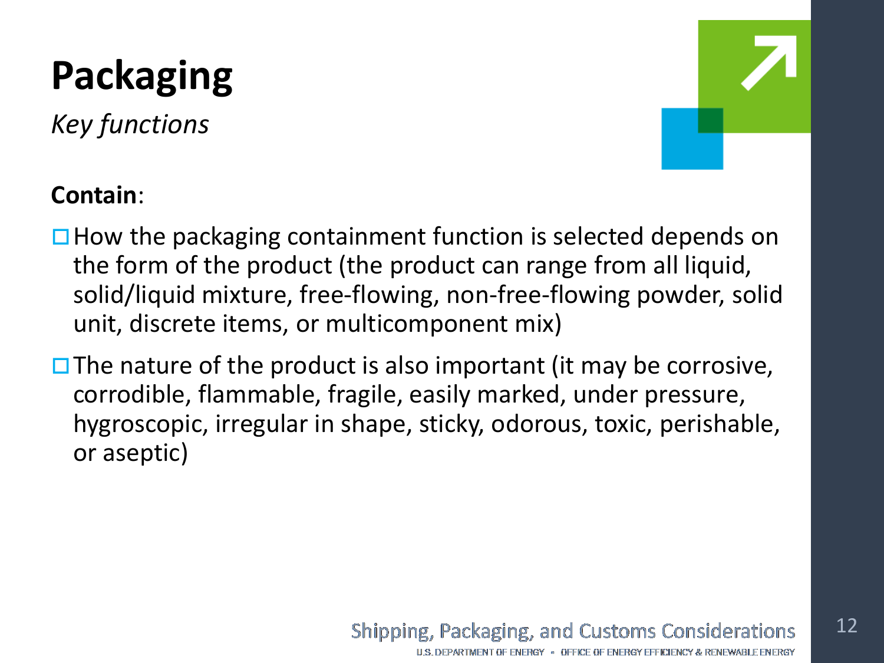# Packaging

*Key functions*

**Contain**:

- How the packaging containment function is selected depends on the form of the product (the product can range from all liquid, solid/liquid mixture, free-flowing, non-free-flowing powder, solid unit, discrete items, or multicomponent mix)
- The nature of the product is also important (it may be corrosive, corrodible, flammable, fragile, easily marked, under pressure, hygroscopic, irregular in shape, sticky, odorous, toxic, perishable, or aseptic)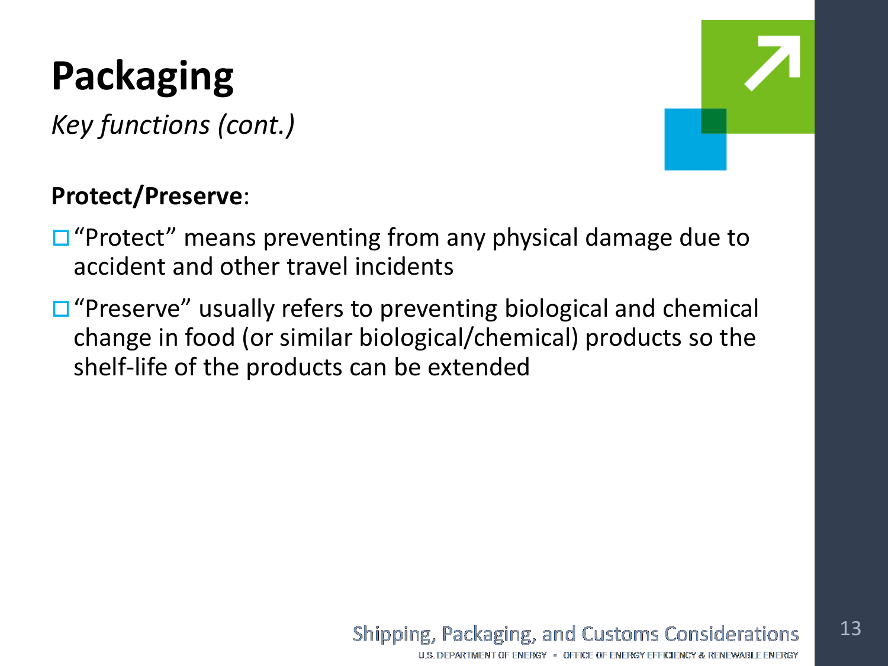# Packaging

*Key functions (cont.)*

**Protect/Preserve**:

- "Protect" means preventing from any physical damage due to accident and other travel incidents
- "Preserve" usually refers to preventing biological and chemical change in food (or similar biological/chemical) products so the shelf-life of the products can be extended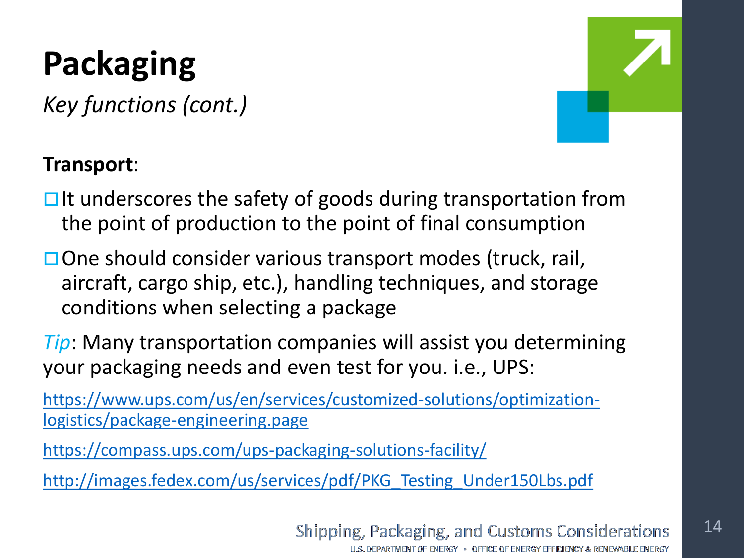# Packaging

*Key functions (cont.)*

**Transport**:

- It underscores the safety of goods during transportation from the point of production to the point of final consumption
- One should consider various transport modes (truck, rail, aircraft, cargo ship, etc.), handling techniques, and storage conditions when selecting a package

*Tip*: Many transportation companies will assist you determining your packaging needs and even test for you. i.e., UPS:

https://www.ups.com/us/en/services/customized-solutions/optimization-logistics/package-engineering.page

https://compass.ups.com/ups-packaging-solutions-facility/

http://images.fedex.com/us/services/pdf/PKG_Testing_Under150Lbs.pdf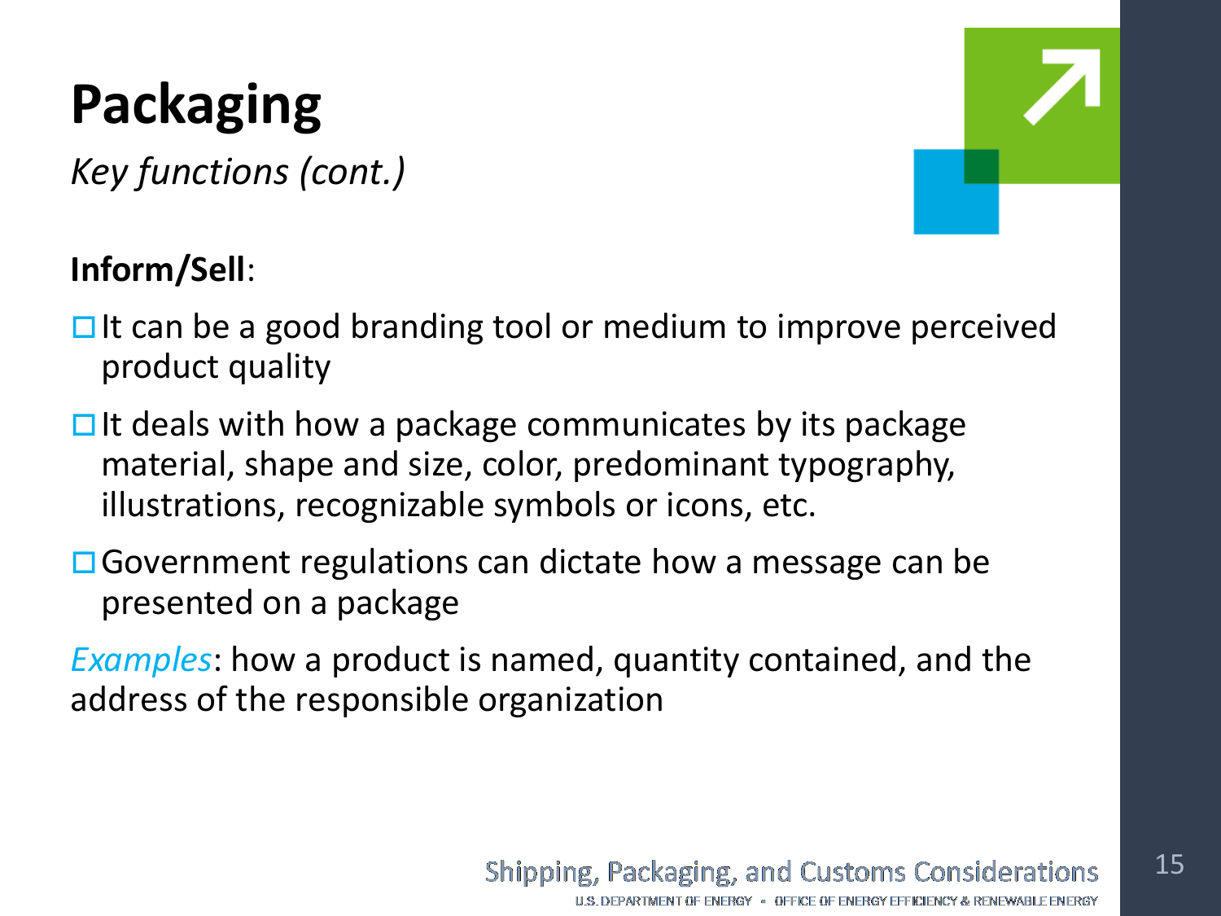# Packaging

*Key functions (cont.)*

**Inform/Sell**:

- It can be a good branding tool or medium to improve perceived product quality
- It deals with how a package communicates by its package material, shape and size, color, predominant typography, illustrations, recognizable symbols or icons, etc.
- Government regulations can dictate how a message can be presented on a package

*Examples*: how a product is named, quantity contained, and the address of the responsible organization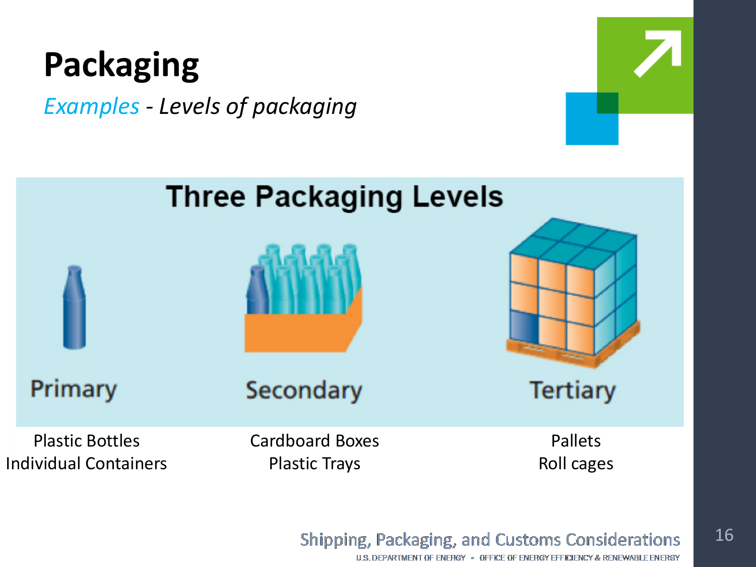# Packaging

*Examples - Levels of packaging*

**Three Packaging Levels**

| Primary | Secondary | Tertiary |
| --- | --- | --- |
| Plastic Bottles<br>Individual Containers | Cardboard Boxes<br>Plastic Trays | Pallets<br>Roll cages |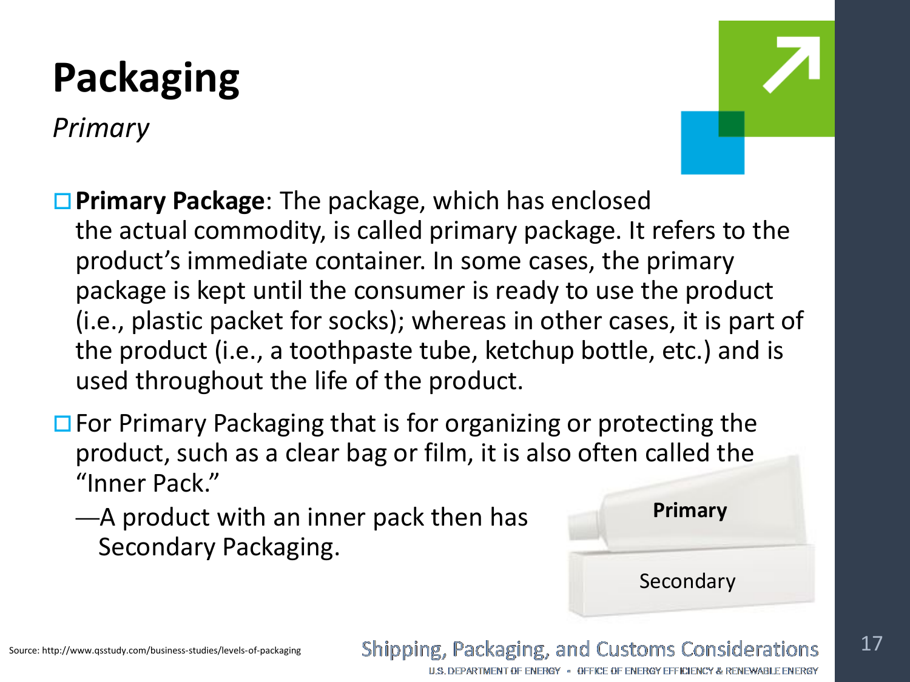# Packaging

*Primary*

- **Primary Package**: The package, which has enclosed the actual commodity, is called primary package. It refers to the product's immediate container. In some cases, the primary package is kept until the consumer is ready to use the product (i.e., plastic packet for socks); whereas in other cases, it is part of the product (i.e., a toothpaste tube, ketchup bottle, etc.) and is used throughout the life of the product.
- For Primary Packaging that is for organizing or protecting the product, such as a clear bag or film, it is also often called the "Inner Pack."
  - A product with an inner pack then has Secondary Packaging.

**Primary**

Secondary

Source: http://www.qsstudy.com/business-studies/levels-of-packaging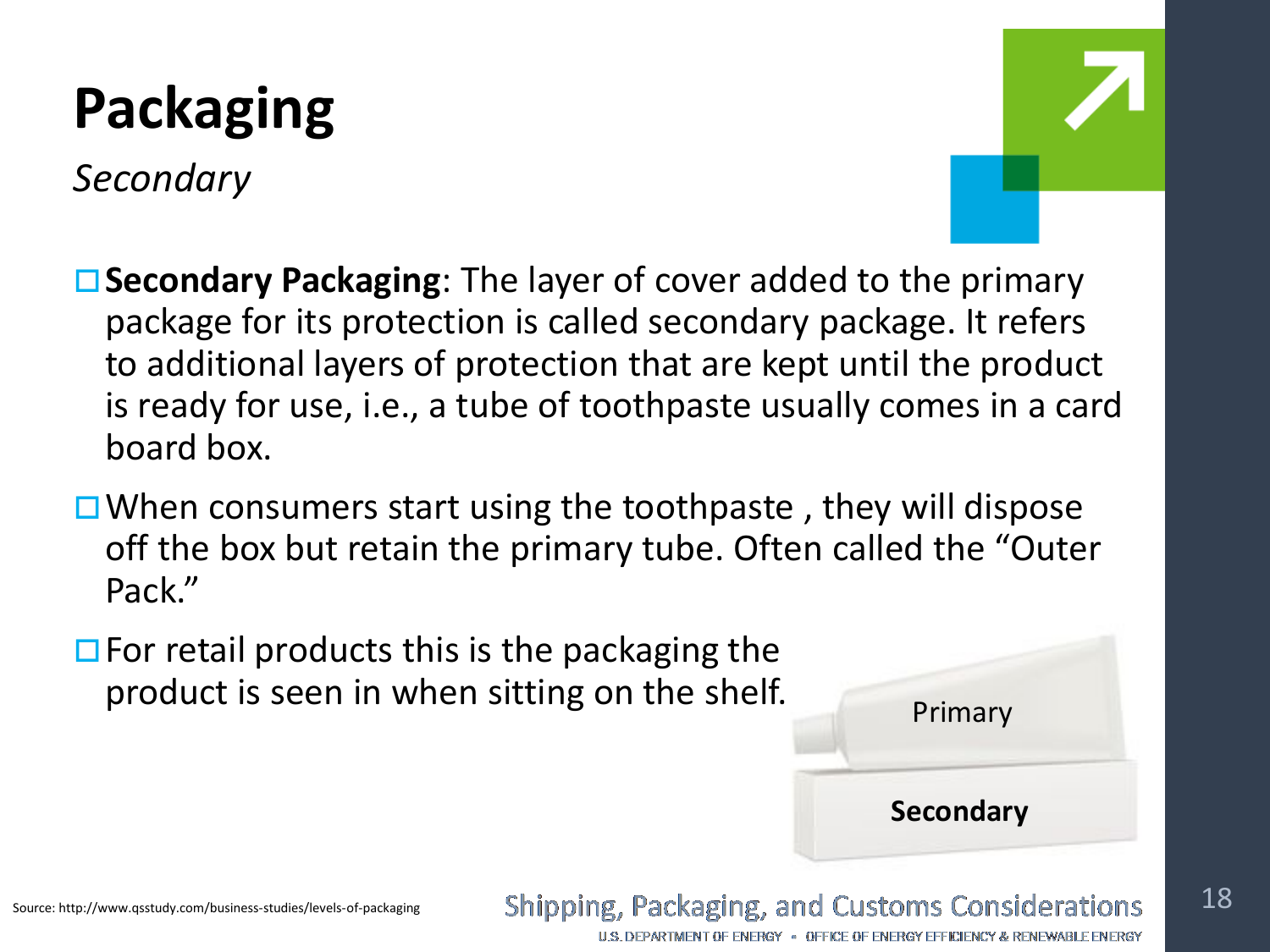# Packaging

*Secondary*

- **Secondary Packaging**: The layer of cover added to the primary package for its protection is called secondary package. It refers to additional layers of protection that are kept until the product is ready for use, i.e., a tube of toothpaste usually comes in a card board box.
- When consumers start using the toothpaste , they will dispose off the box but retain the primary tube. Often called the "Outer Pack."
- For retail products this is the packaging the product is seen in when sitting on the shelf.

Primary

**Secondary**

Source: http://www.qsstudy.com/business-studies/levels-of-packaging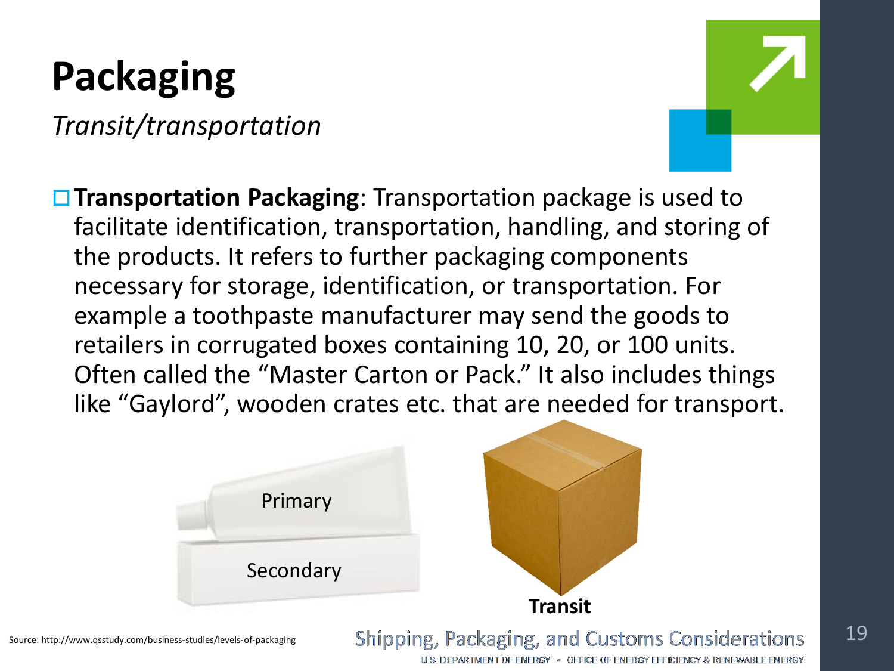# Packaging

*Transit/transportation*

- **Transportation Packaging**: Transportation package is used to facilitate identification, transportation, handling, and storing of the products. It refers to further packaging components necessary for storage, identification, or transportation. For example a toothpaste manufacturer may send the goods to retailers in corrugated boxes containing 10, 20, or 100 units. Often called the "Master Carton or Pack." It also includes things like "Gaylord", wooden crates etc. that are needed for transport.

Primary

Secondary

**Transit**

Source: http://www.qsstudy.com/business-studies/levels-of-packaging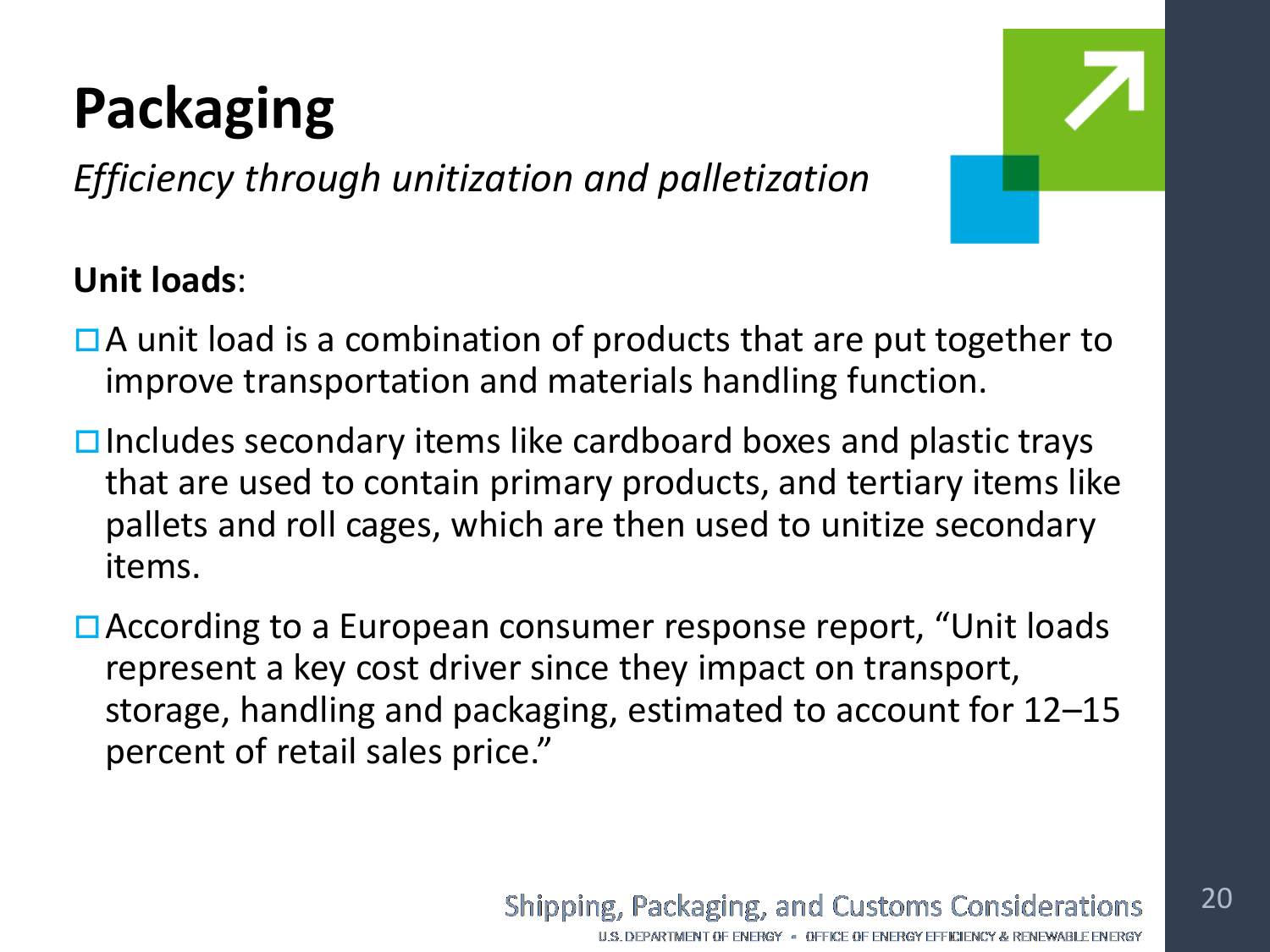# Packaging

*Efficiency through unitization and palletization*

**Unit loads**:

- A unit load is a combination of products that are put together to improve transportation and materials handling function.
- Includes secondary items like cardboard boxes and plastic trays that are used to contain primary products, and tertiary items like pallets and roll cages, which are then used to unitize secondary items.
- According to a European consumer response report, "Unit loads represent a key cost driver since they impact on transport, storage, handling and packaging, estimated to account for 12–15 percent of retail sales price."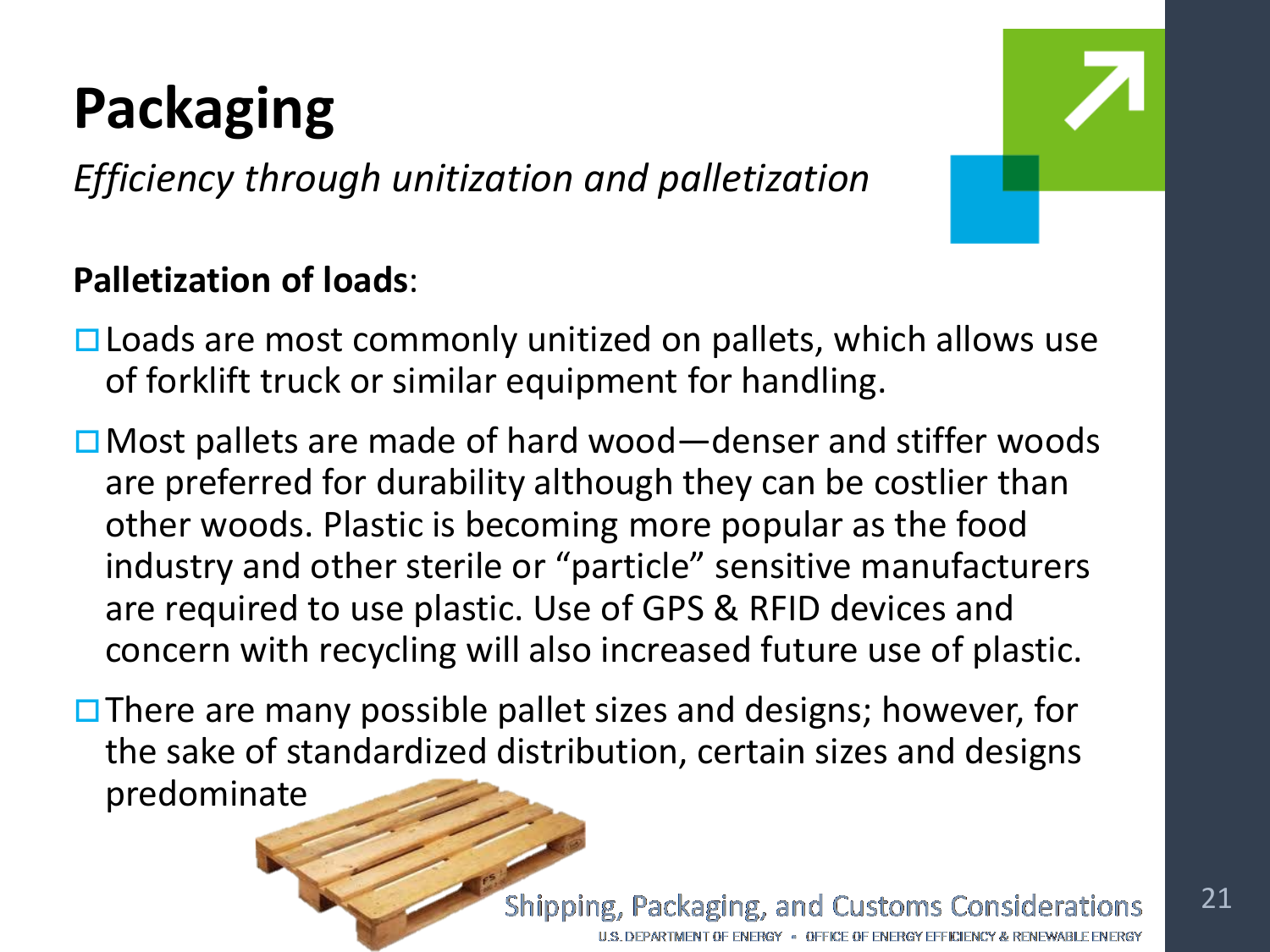# Packaging

*Efficiency through unitization and palletization*

**Palletization of loads**:

- Loads are most commonly unitized on pallets, which allows use of forklift truck or similar equipment for handling.
- Most pallets are made of hard wood—denser and stiffer woods are preferred for durability although they can be costlier than other woods. Plastic is becoming more popular as the food industry and other sterile or "particle" sensitive manufacturers are required to use plastic. Use of GPS & RFID devices and concern with recycling will also increased future use of plastic.
- There are many possible pallet sizes and designs; however, for the sake of standardized distribution, certain sizes and designs predominate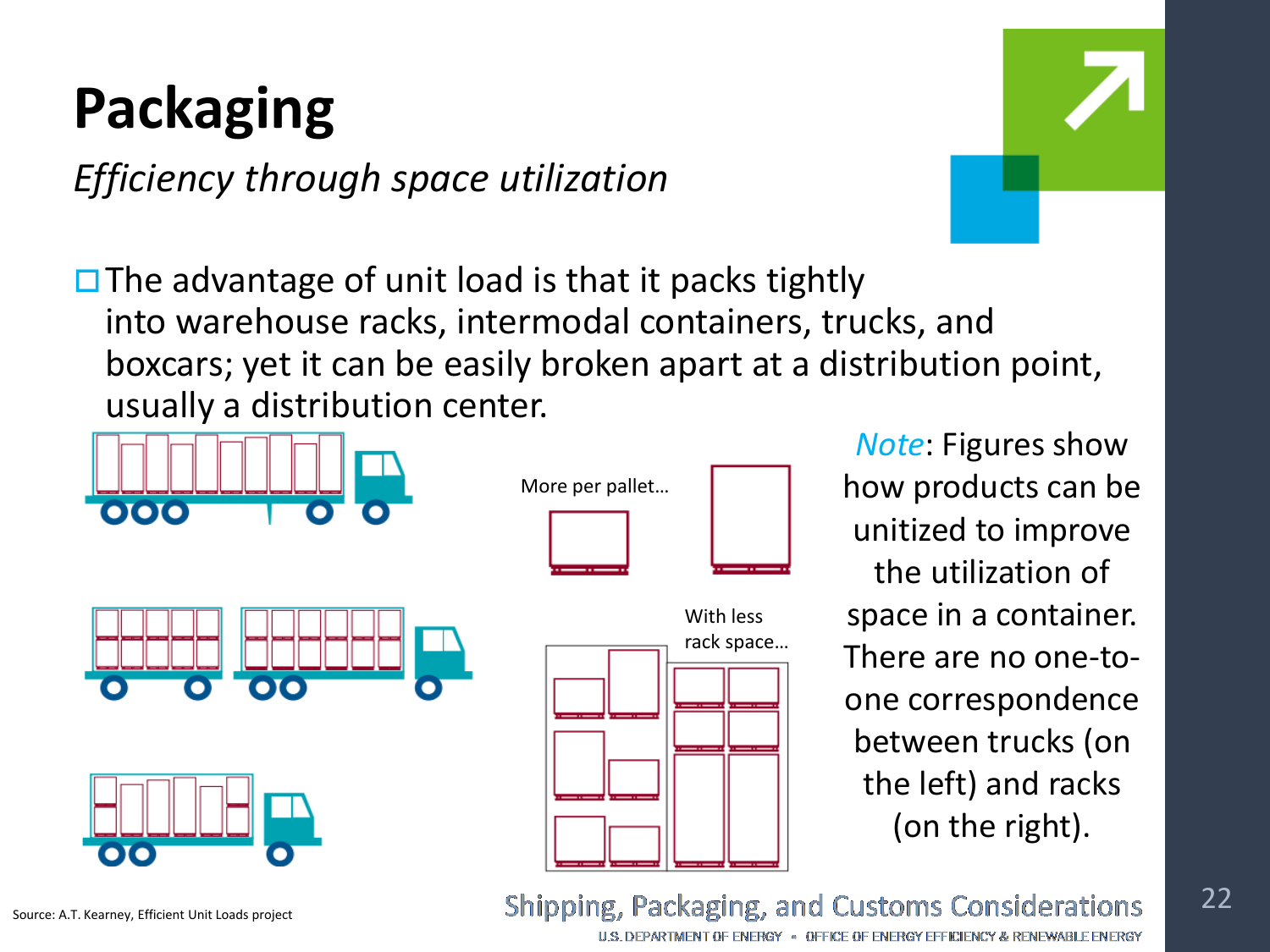# Packaging

*Efficiency through space utilization*

- The advantage of unit load is that it packs tightly into warehouse racks, intermodal containers, trucks, and boxcars; yet it can be easily broken apart at a distribution point, usually a distribution center.

More per pallet…

With less rack space…

*Note*: Figures show how products can be unitized to improve the utilization of space in a container. There are no one-to-one correspondence between trucks (on the left) and racks (on the right).

Source: A.T. Kearney, Efficient Unit Loads project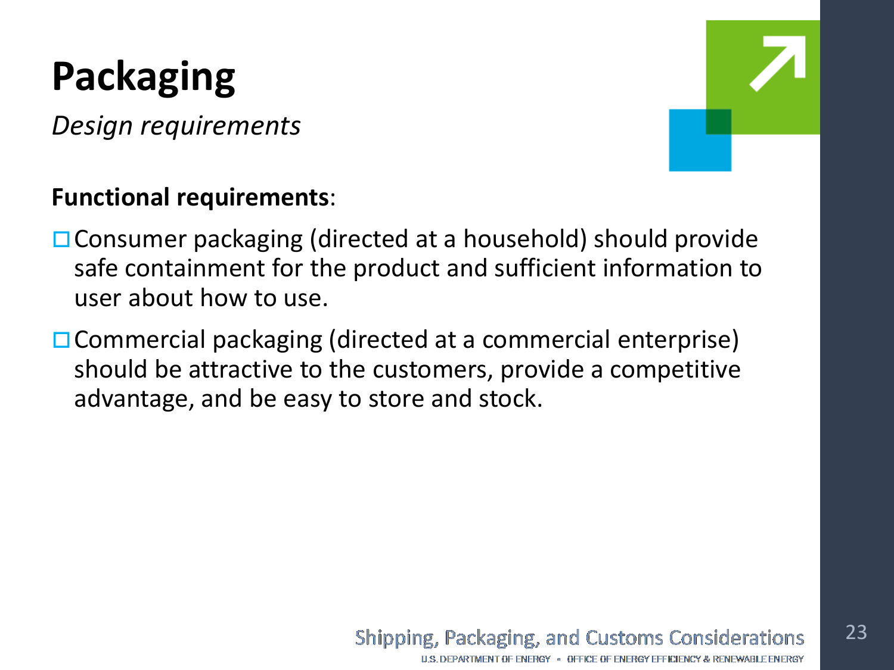# Packaging

*Design requirements*

**Functional requirements**:

- Consumer packaging (directed at a household) should provide safe containment for the product and sufficient information to user about how to use.
- Commercial packaging (directed at a commercial enterprise) should be attractive to the customers, provide a competitive advantage, and be easy to store and stock.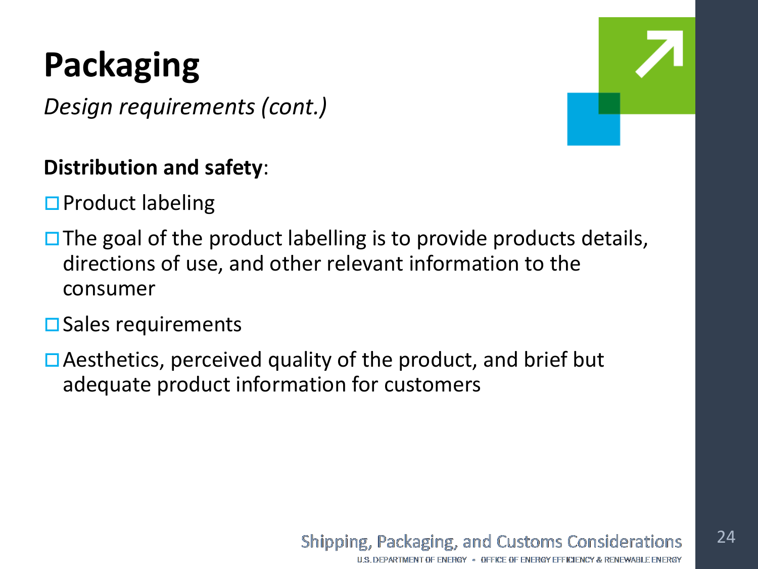# Packaging

*Design requirements (cont.)*

**Distribution and safety**:

- Product labeling
- The goal of the product labelling is to provide products details, directions of use, and other relevant information to the consumer
- Sales requirements
- Aesthetics, perceived quality of the product, and brief but adequate product information for customers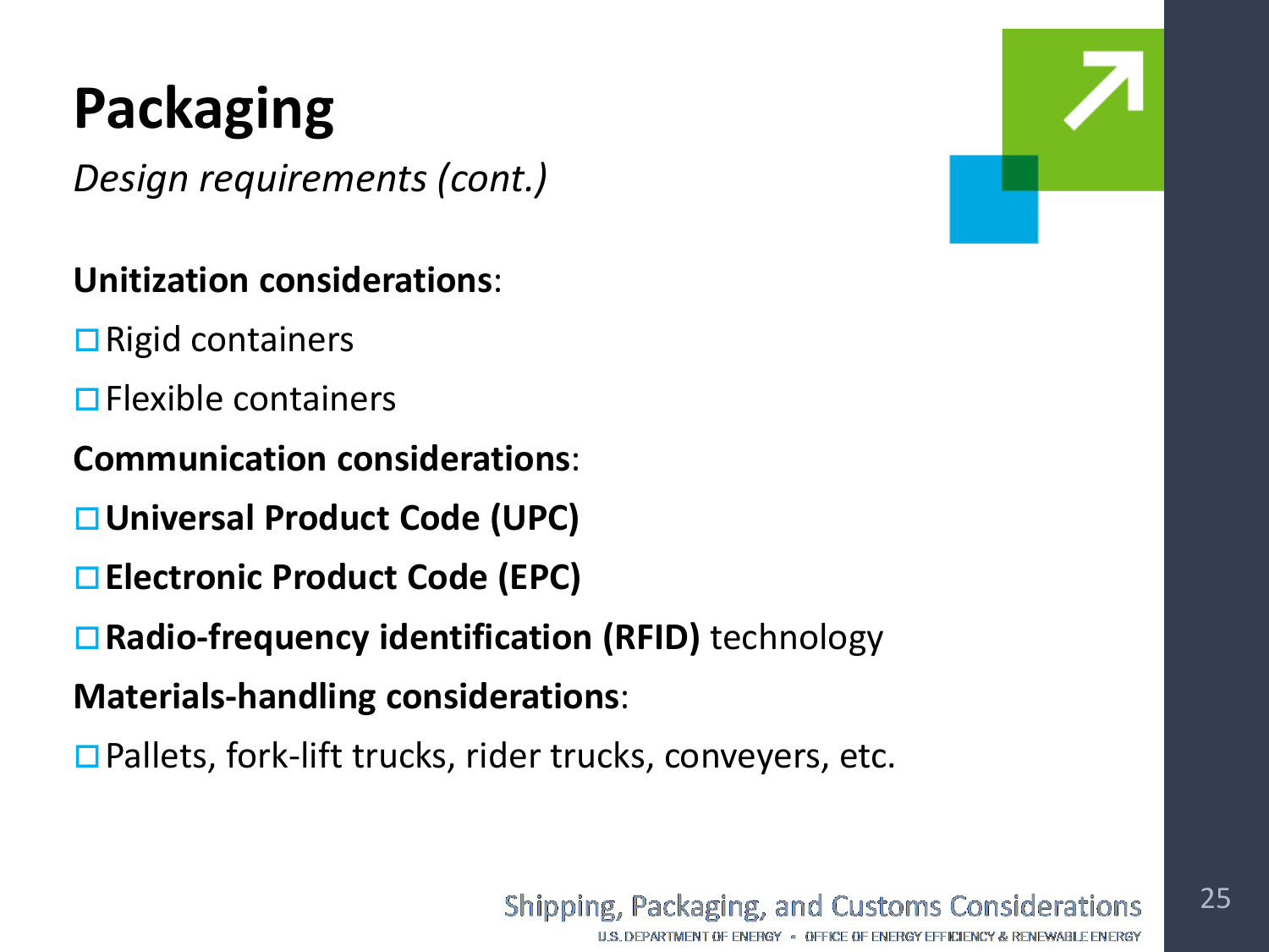# Packaging

*Design requirements (cont.)*

**Unitization considerations**:

- Rigid containers
- Flexible containers

**Communication considerations**:

- **Universal Product Code (UPC)**
- **Electronic Product Code (EPC)**
- **Radio-frequency identification (RFID)** technology

**Materials-handling considerations**:

- Pallets, fork-lift trucks, rider trucks, conveyers, etc.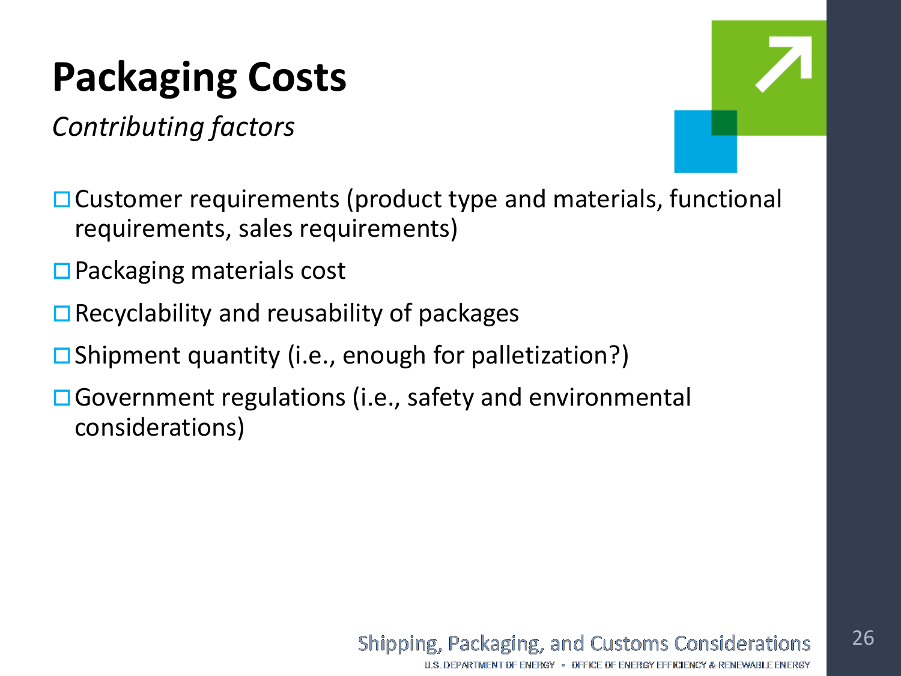# Packaging Costs

*Contributing factors*

- Customer requirements (product type and materials, functional requirements, sales requirements)
- Packaging materials cost
- Recyclability and reusability of packages
- Shipment quantity (i.e., enough for palletization?)
- Government regulations (i.e., safety and environmental considerations)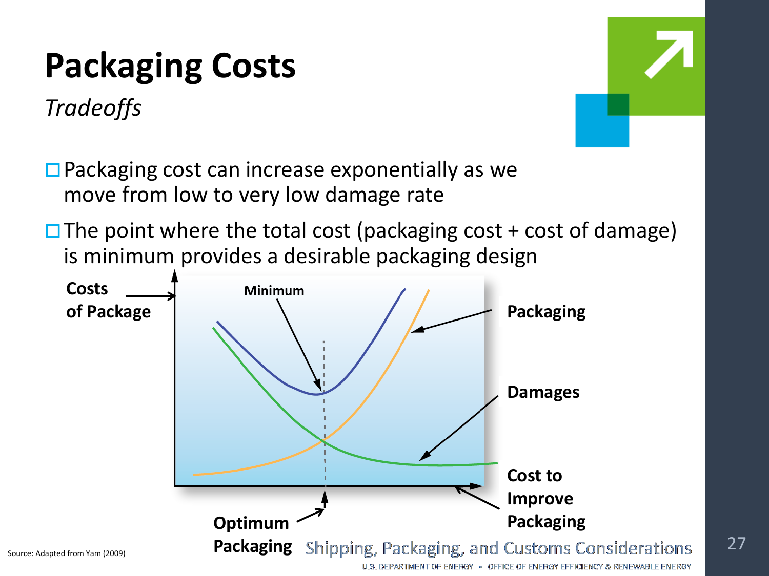# Packaging Costs

*Tradeoffs*

- Packaging cost can increase exponentially as we move from low to very low damage rate
- The point where the total cost (packaging cost + cost of damage) is minimum provides a desirable packaging design

Costs of Package

Minimum

Packaging

Damages

Cost to Improve Packaging

Optimum Packaging

Source: Adapted from Yam (2009)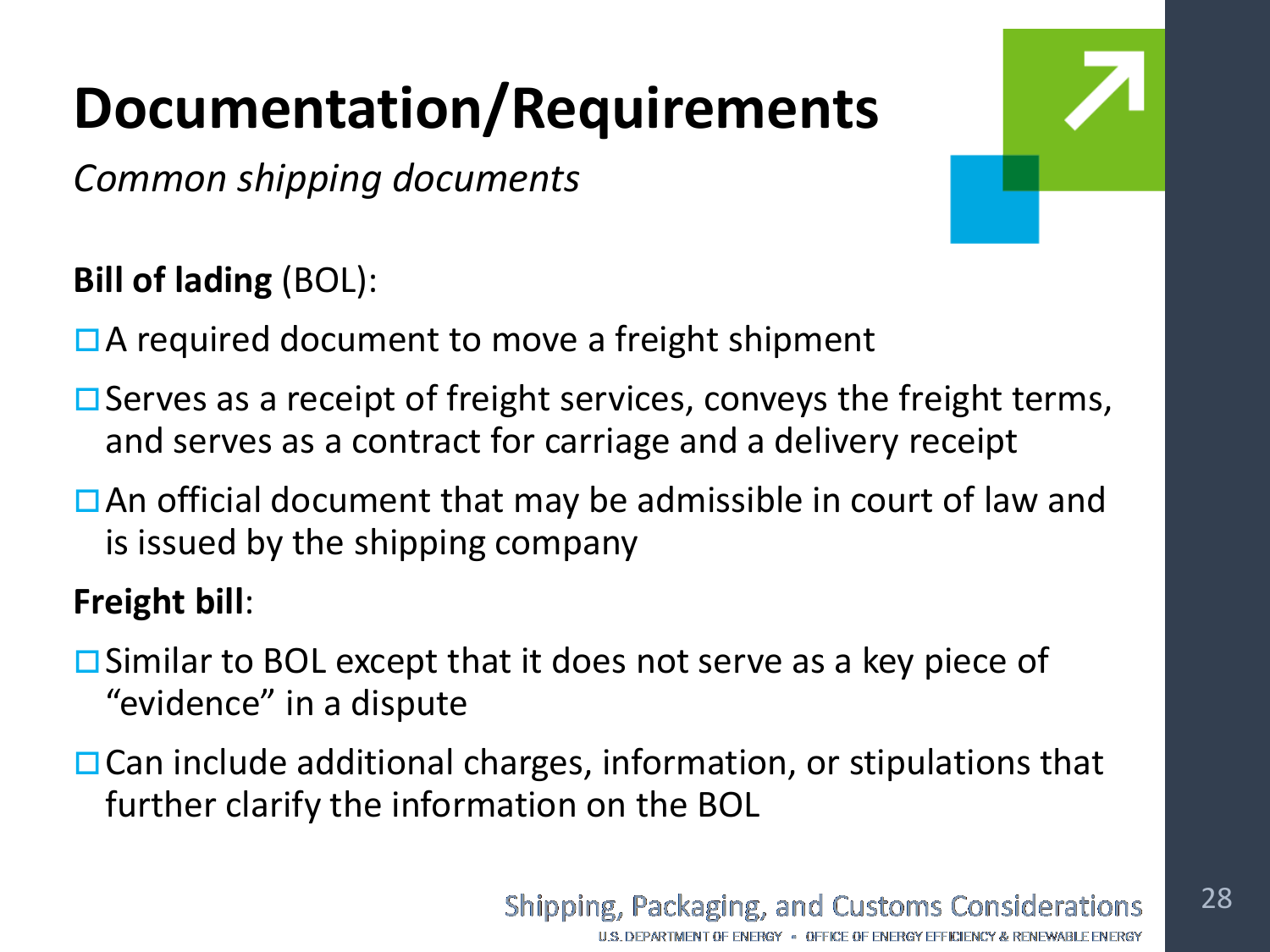# Documentation/Requirements

*Common shipping documents*

**Bill of lading** (BOL):

- A required document to move a freight shipment
- Serves as a receipt of freight services, conveys the freight terms, and serves as a contract for carriage and a delivery receipt
- An official document that may be admissible in court of law and is issued by the shipping company

**Freight bill**:

- Similar to BOL except that it does not serve as a key piece of "evidence" in a dispute
- Can include additional charges, information, or stipulations that further clarify the information on the BOL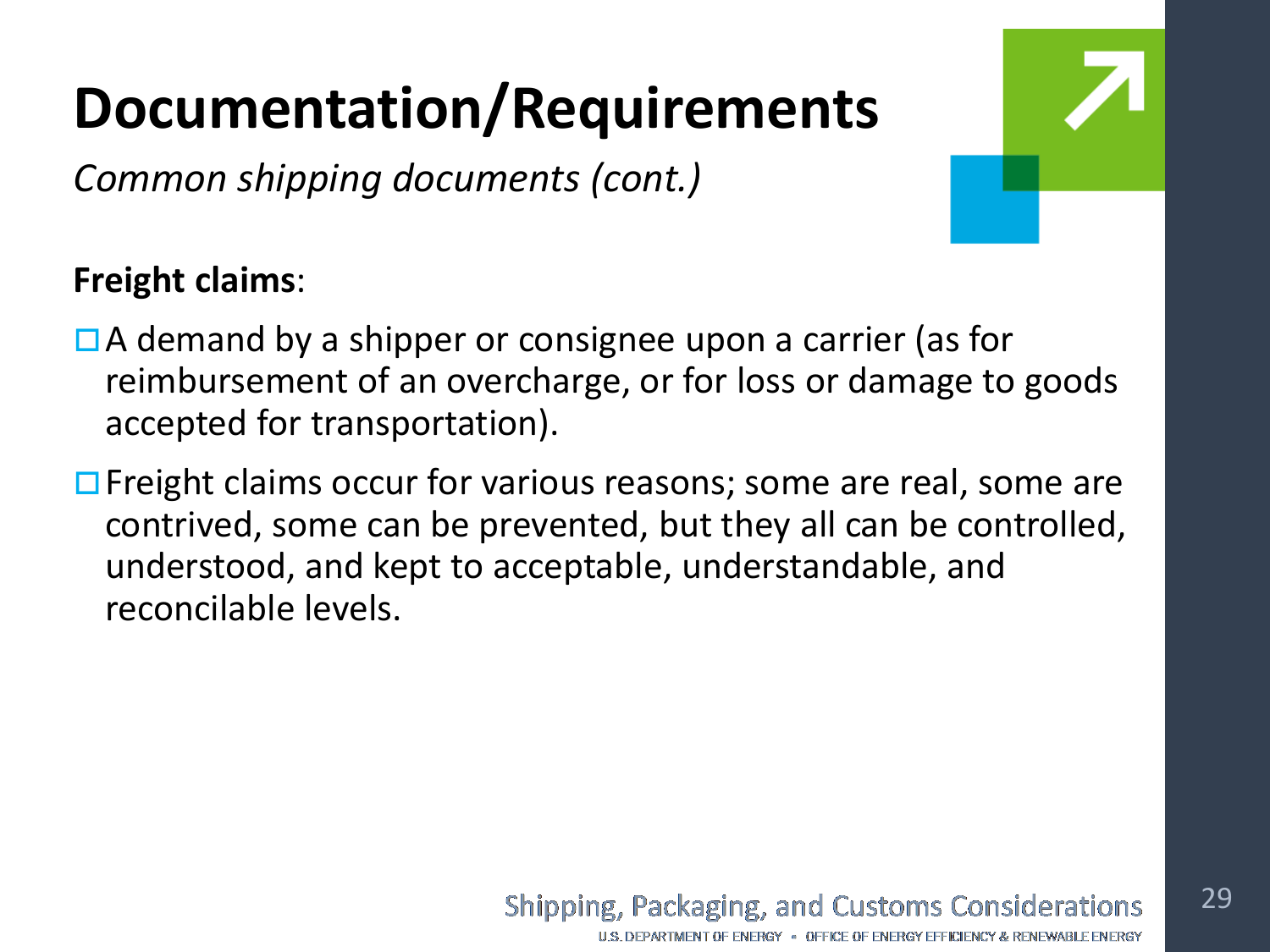# Documentation/Requirements

*Common shipping documents (cont.)*

**Freight claims**:

- A demand by a shipper or consignee upon a carrier (as for reimbursement of an overcharge, or for loss or damage to goods accepted for transportation).
- Freight claims occur for various reasons; some are real, some are contrived, some can be prevented, but they all can be controlled, understood, and kept to acceptable, understandable, and reconcilable levels.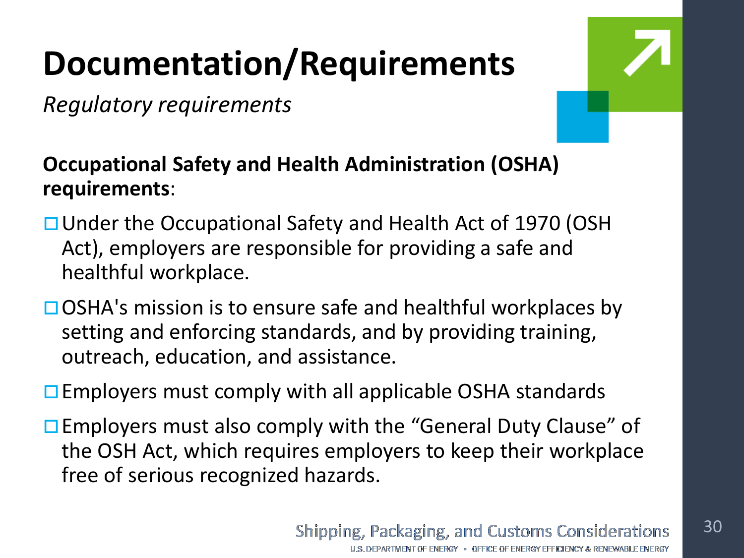# Documentation/Requirements

*Regulatory requirements*

**Occupational Safety and Health Administration (OSHA) requirements**:

- Under the Occupational Safety and Health Act of 1970 (OSH Act), employers are responsible for providing a safe and healthful workplace.
- OSHA's mission is to ensure safe and healthful workplaces by setting and enforcing standards, and by providing training, outreach, education, and assistance.
- Employers must comply with all applicable OSHA standards
- Employers must also comply with the "General Duty Clause" of the OSH Act, which requires employers to keep their workplace free of serious recognized hazards.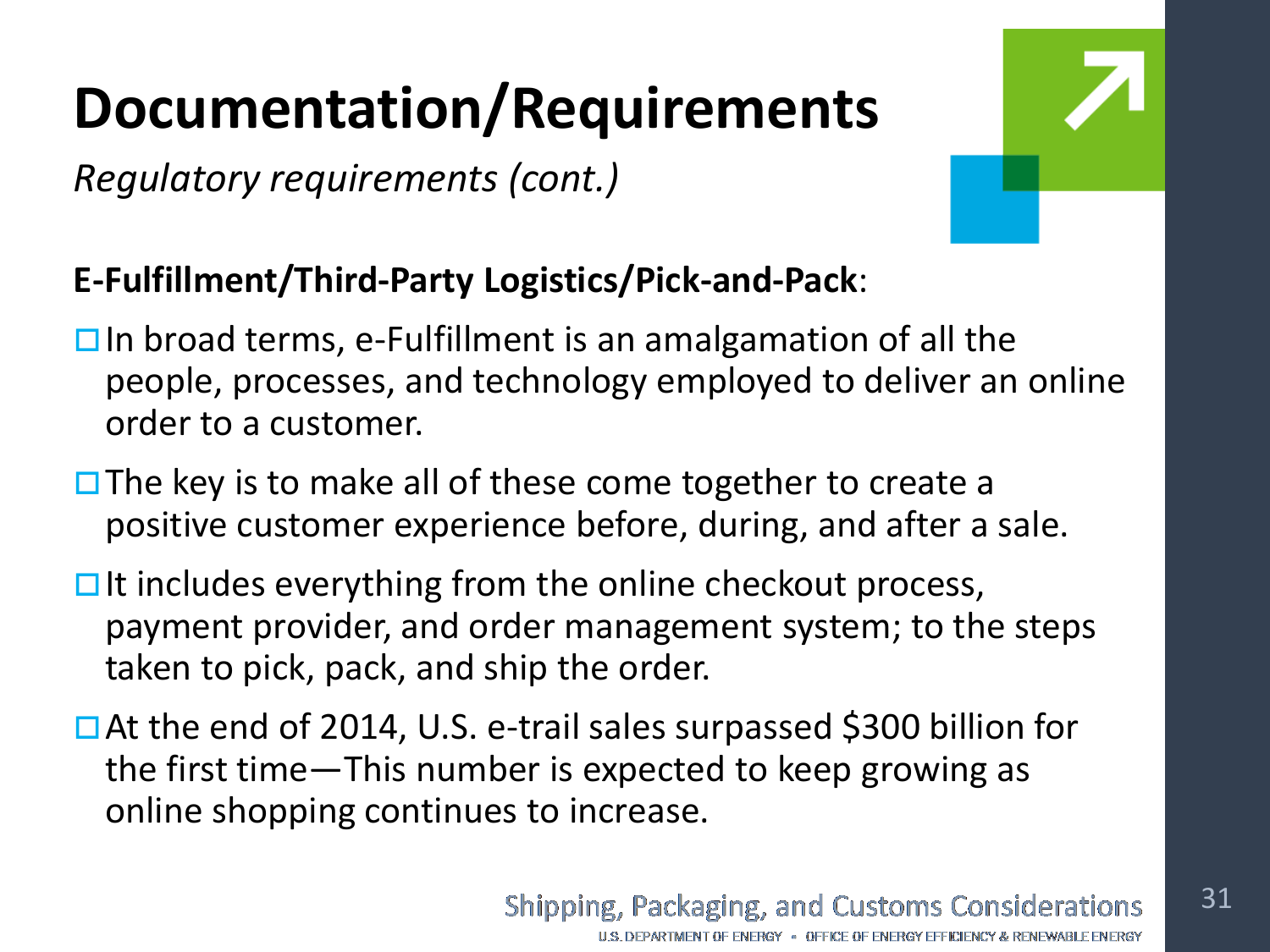# Documentation/Requirements

*Regulatory requirements (cont.)*

**E-Fulfillment/Third-Party Logistics/Pick-and-Pack**:

- In broad terms, e-Fulfillment is an amalgamation of all the people, processes, and technology employed to deliver an online order to a customer.
- The key is to make all of these come together to create a positive customer experience before, during, and after a sale.
- It includes everything from the online checkout process, payment provider, and order management system; to the steps taken to pick, pack, and ship the order.
- At the end of 2014, U.S. e-trail sales surpassed $300 billion for the first time—This number is expected to keep growing as online shopping continues to increase.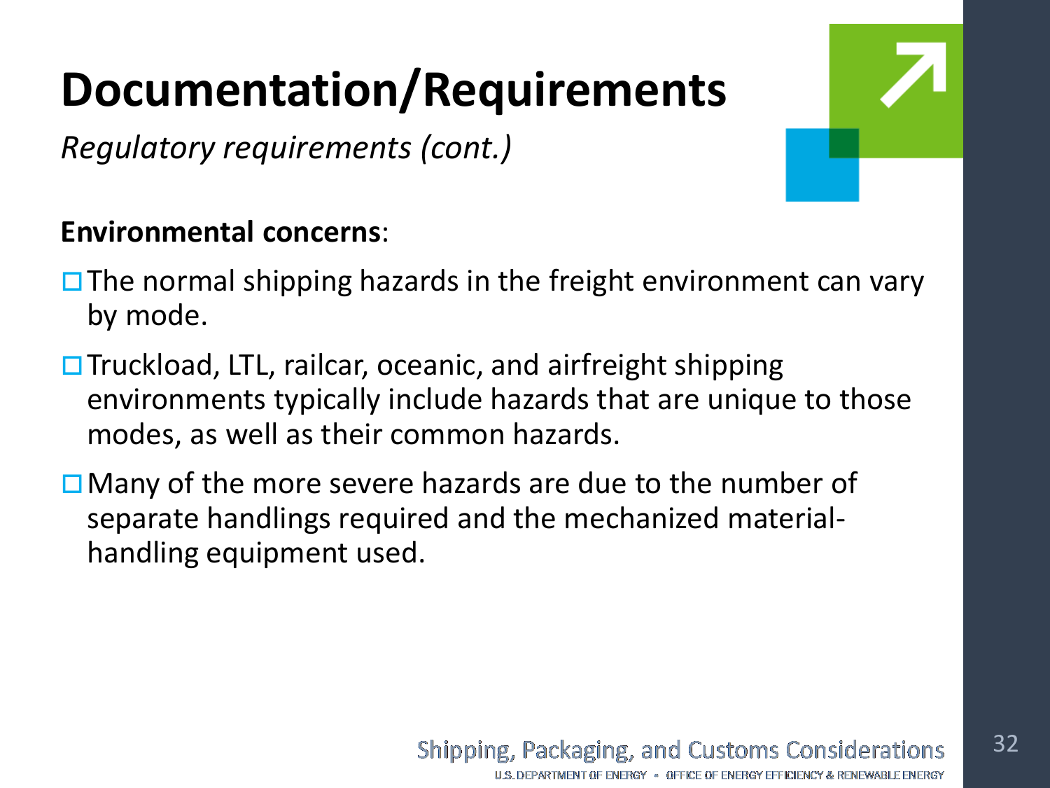# Documentation/Requirements

*Regulatory requirements (cont.)*

**Environmental concerns**:

- The normal shipping hazards in the freight environment can vary by mode.
- Truckload, LTL, railcar, oceanic, and airfreight shipping environments typically include hazards that are unique to those modes, as well as their common hazards.
- Many of the more severe hazards are due to the number of separate handlings required and the mechanized material-handling equipment used.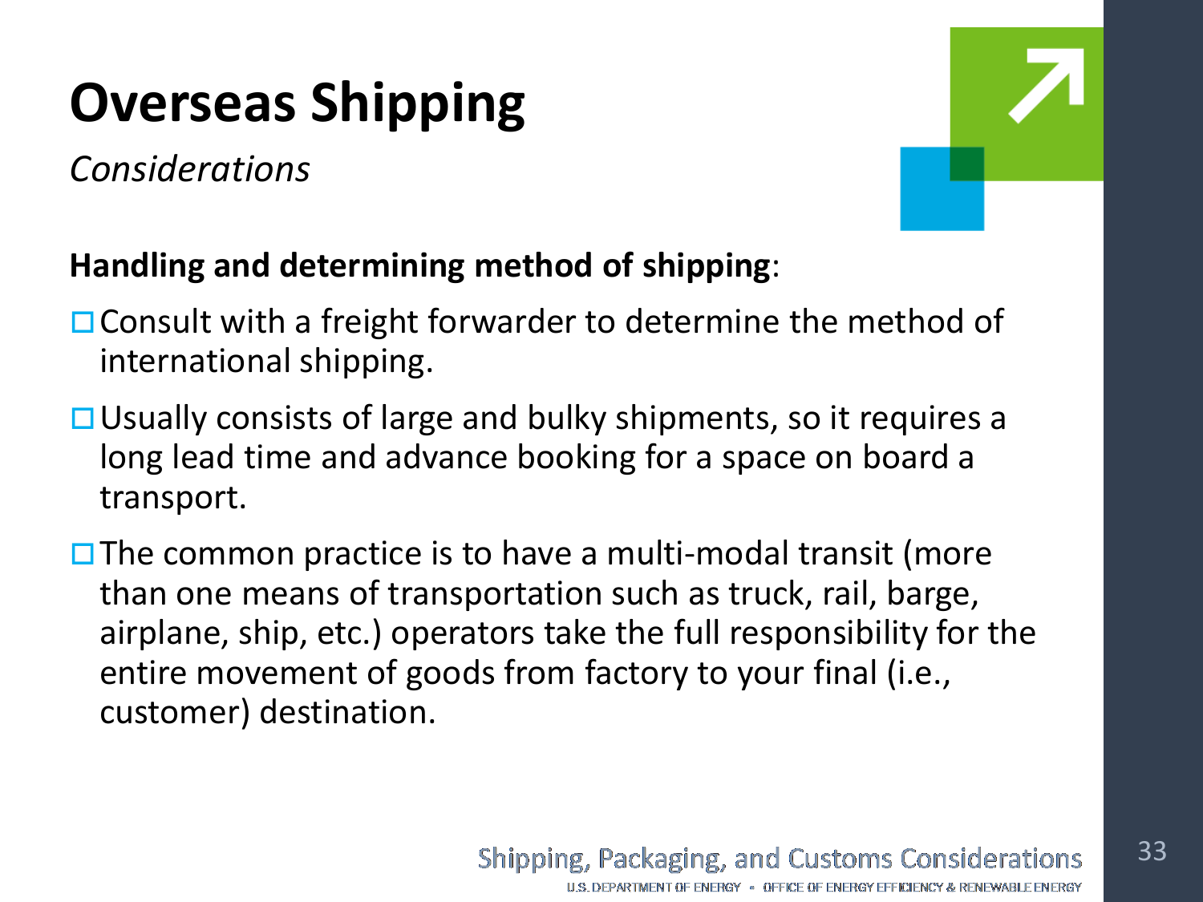# Overseas Shipping

*Considerations*

**Handling and determining method of shipping**:

- Consult with a freight forwarder to determine the method of international shipping.
- Usually consists of large and bulky shipments, so it requires a long lead time and advance booking for a space on board a transport.
- The common practice is to have a multi-modal transit (more than one means of transportation such as truck, rail, barge, airplane, ship, etc.) operators take the full responsibility for the entire movement of goods from factory to your final (i.e., customer) destination.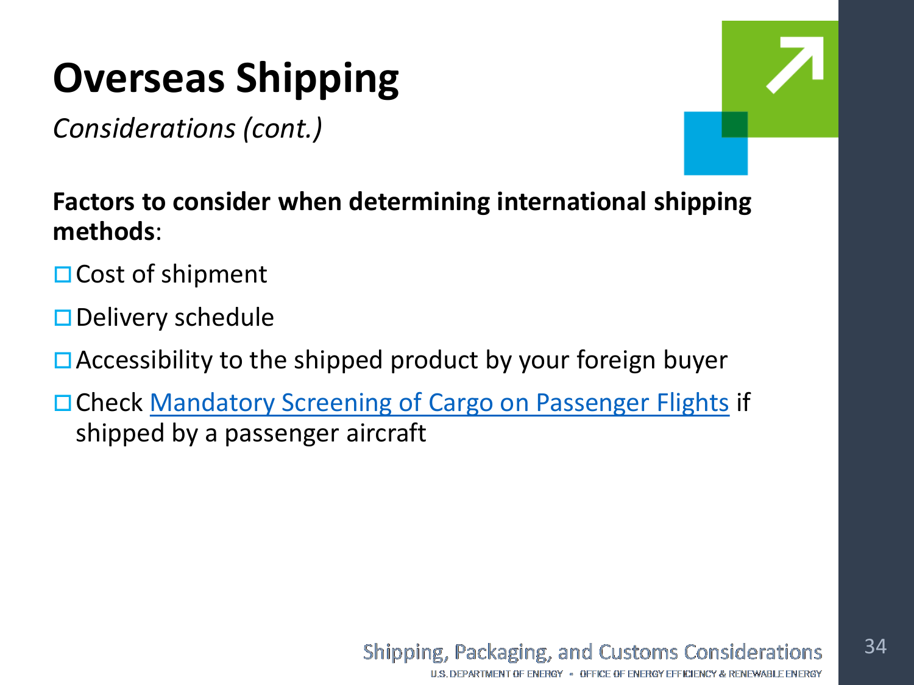# Overseas Shipping

*Considerations (cont.)*

**Factors to consider when determining international shipping methods**:

- ☐ Cost of shipment
- ☐ Delivery schedule
- ☐ Accessibility to the shipped product by your foreign buyer
- ☐ Check Mandatory Screening of Cargo on Passenger Flights if shipped by a passenger aircraft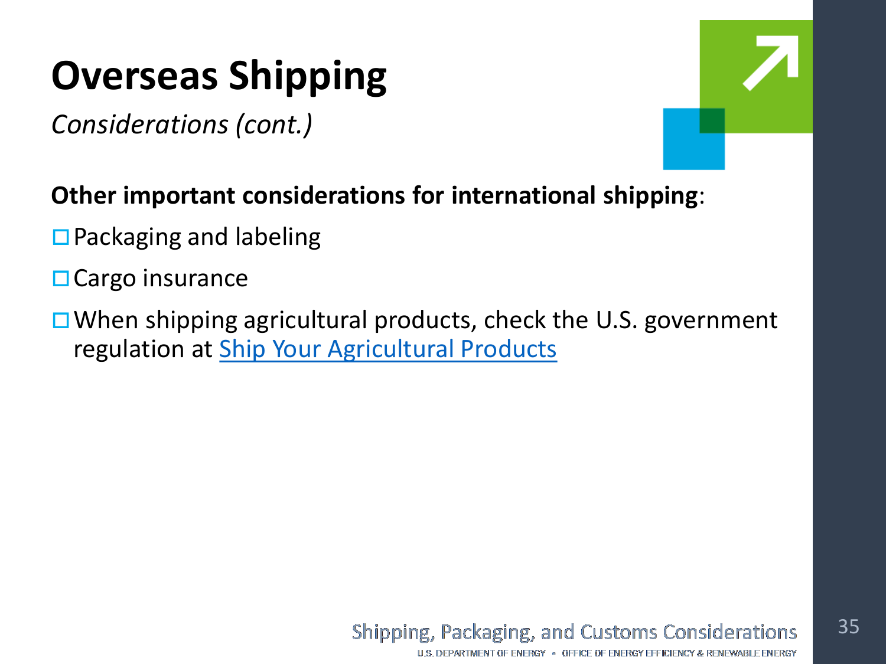# Overseas Shipping

*Considerations (cont.)*

**Other important considerations for international shipping**:

- Packaging and labeling
- Cargo insurance
- When shipping agricultural products, check the U.S. government regulation at Ship Your Agricultural Products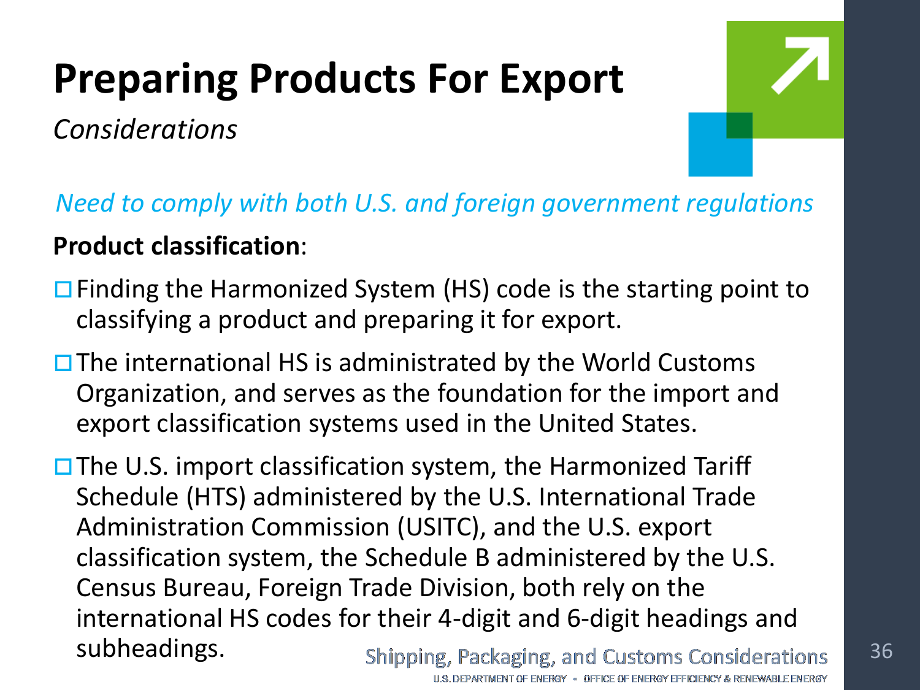# Preparing Products For Export

*Considerations*

*Need to comply with both U.S. and foreign government regulations*

**Product classification**:

- Finding the Harmonized System (HS) code is the starting point to classifying a product and preparing it for export.
- The international HS is administrated by the World Customs Organization, and serves as the foundation for the import and export classification systems used in the United States.
- The U.S. import classification system, the Harmonized Tariff Schedule (HTS) administered by the U.S. International Trade Administration Commission (USITC), and the U.S. export classification system, the Schedule B administered by the U.S. Census Bureau, Foreign Trade Division, both rely on the international HS codes for their 4-digit and 6-digit headings and subheadings.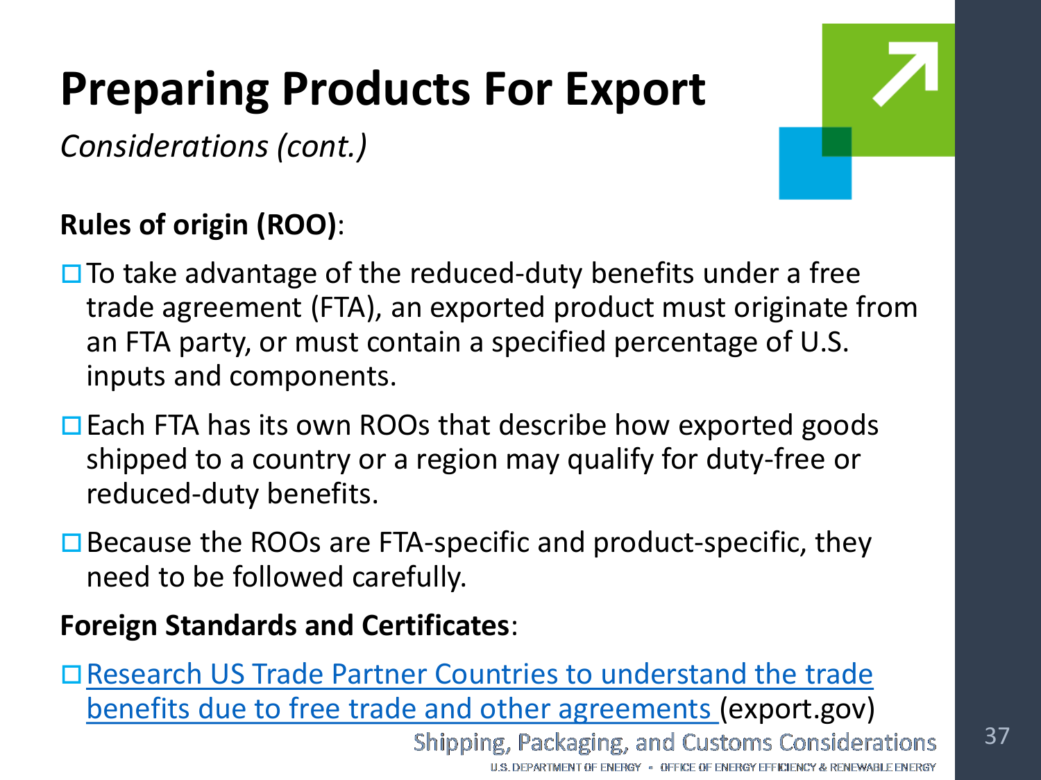# Preparing Products For Export

*Considerations (cont.)*

**Rules of origin (ROO)**:

- To take advantage of the reduced-duty benefits under a free trade agreement (FTA), an exported product must originate from an FTA party, or must contain a specified percentage of U.S. inputs and components.
- Each FTA has its own ROOs that describe how exported goods shipped to a country or a region may qualify for duty-free or reduced-duty benefits.
- Because the ROOs are FTA-specific and product-specific, they need to be followed carefully.

**Foreign Standards and Certificates**:

- Research US Trade Partner Countries to understand the trade benefits due to free trade and other agreements (export.gov)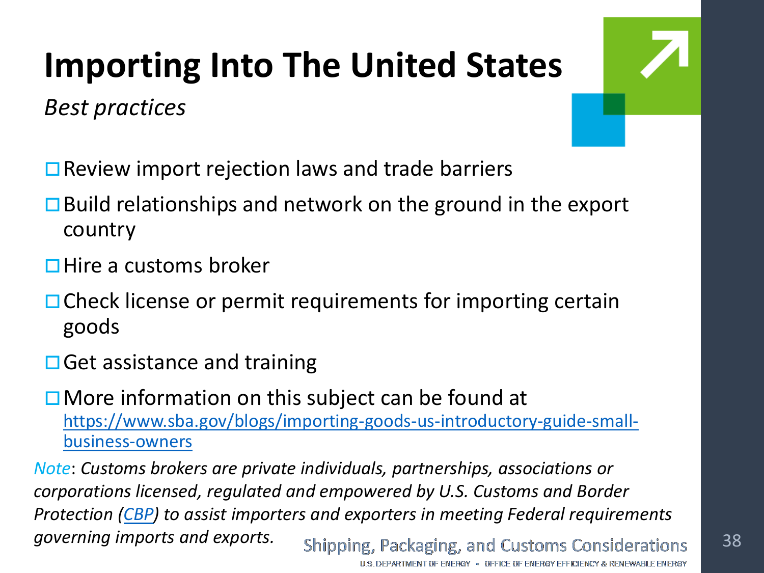# Importing Into The United States

*Best practices*

- ☐ Review import rejection laws and trade barriers
- ☐ Build relationships and network on the ground in the export country
- ☐ Hire a customs broker
- ☐ Check license or permit requirements for importing certain goods
- ☐ Get assistance and training
- ☐ More information on this subject can be found at [https://www.sba.gov/blogs/importing-goods-us-introductory-guide-small-business-owners](https://www.sba.gov/blogs/importing-goods-us-introductory-guide-small-business-owners)

*Note: Customs brokers are private individuals, partnerships, associations or corporations licensed, regulated and empowered by U.S. Customs and Border Protection (CBP) to assist importers and exporters in meeting Federal requirements governing imports and exports.*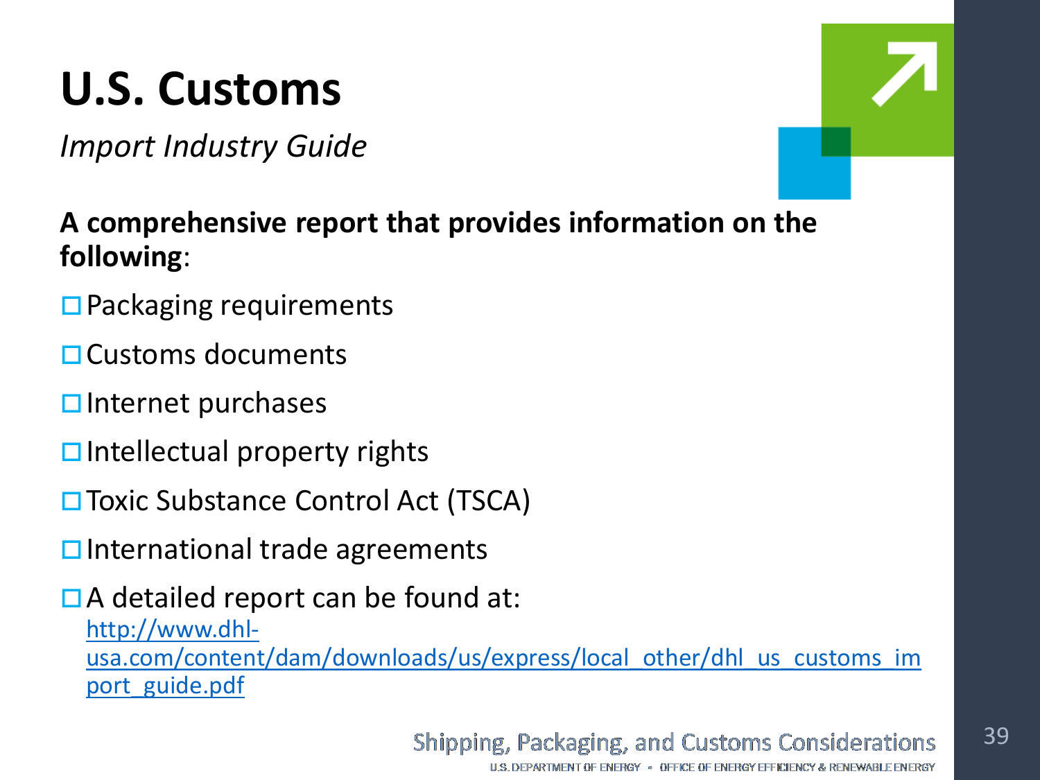# U.S. Customs

*Import Industry Guide*

**A comprehensive report that provides information on the following**:

- Packaging requirements
- Customs documents
- Internet purchases
- Intellectual property rights
- Toxic Substance Control Act (TSCA)
- International trade agreements
- A detailed report can be found at: http://www.dhl-usa.com/content/dam/downloads/us/express/local_other/dhl_us_customs_import_guide.pdf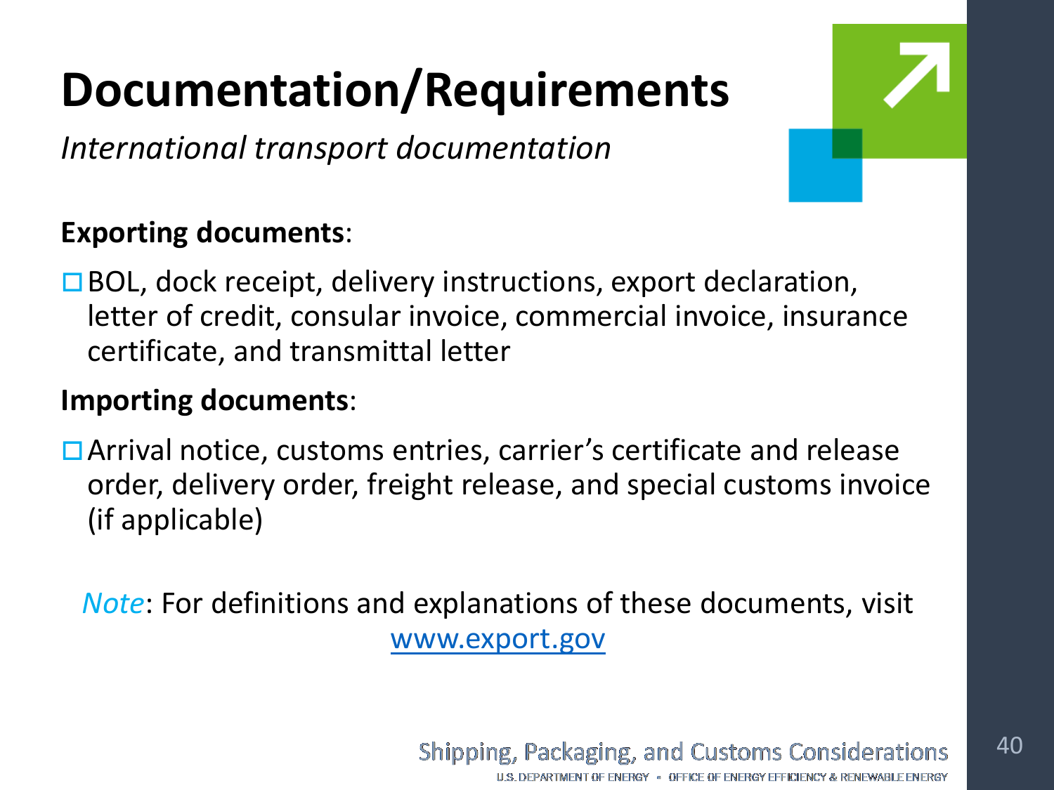# Documentation/Requirements

*International transport documentation*

**Exporting documents**:

- BOL, dock receipt, delivery instructions, export declaration, letter of credit, consular invoice, commercial invoice, insurance certificate, and transmittal letter

**Importing documents**:

- Arrival notice, customs entries, carrier's certificate and release order, delivery order, freight release, and special customs invoice (if applicable)

*Note*: For definitions and explanations of these documents, visit [www.export.gov](http://www.export.gov)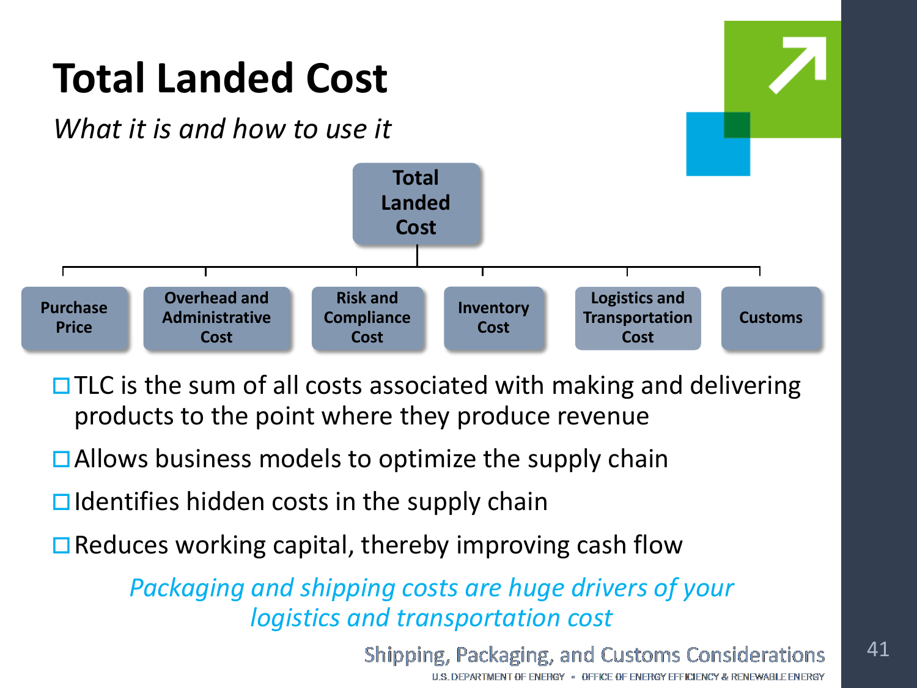# Total Landed Cost

*What it is and how to use it*

**Total Landed Cost**

- **Purchase Price**
- **Overhead and Administrative Cost**
- **Risk and Compliance Cost**
- **Inventory Cost**
- **Logistics and Transportation Cost**
- **Customs**

- TLC is the sum of all costs associated with making and delivering products to the point where they produce revenue
- Allows business models to optimize the supply chain
- Identifies hidden costs in the supply chain
- Reduces working capital, thereby improving cash flow

*Packaging and shipping costs are huge drivers of your logistics and transportation cost*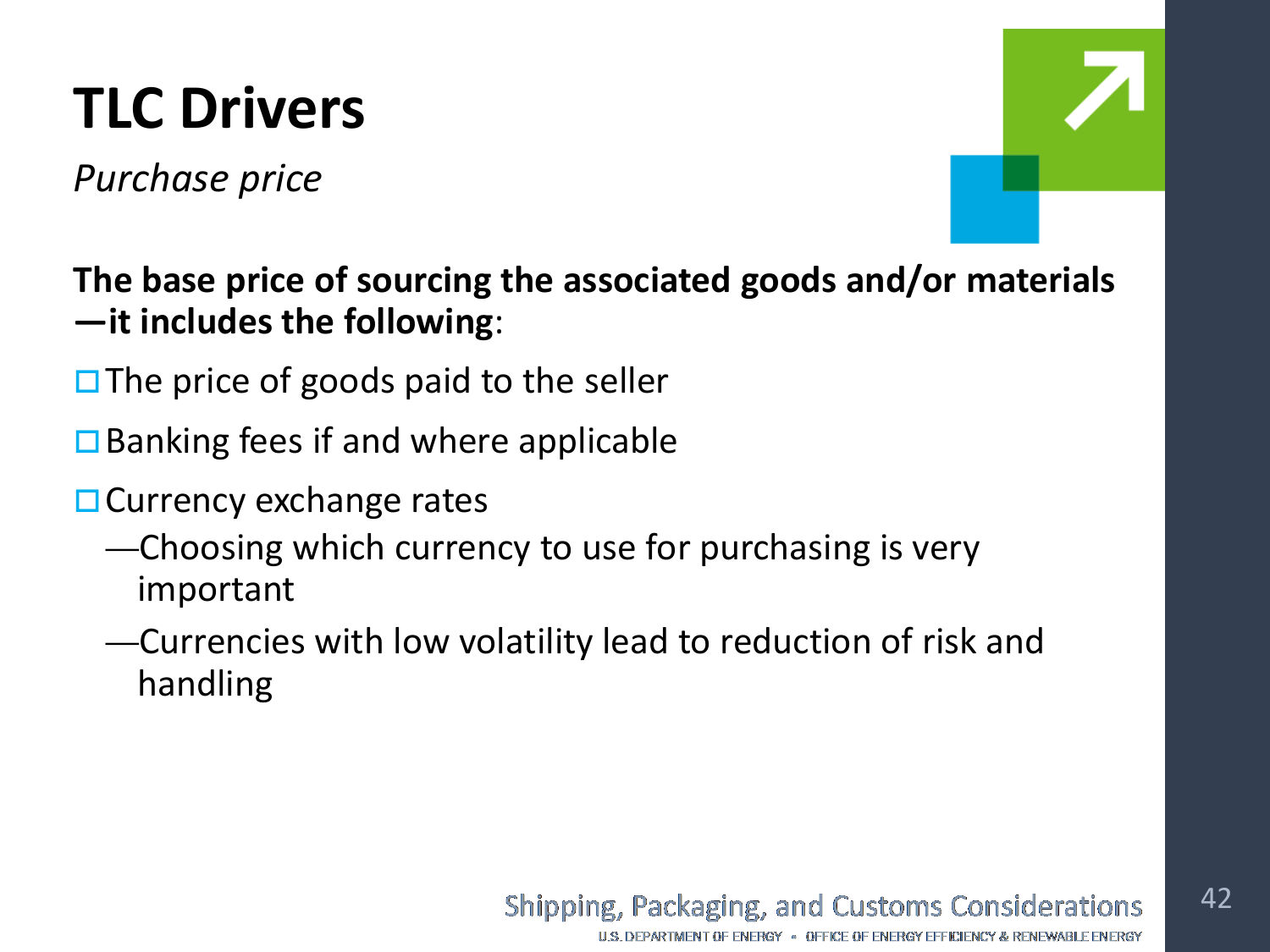# TLC Drivers

*Purchase price*

**The base price of sourcing the associated goods and/or materials—it includes the following**:

- The price of goods paid to the seller
- Banking fees if and where applicable
- Currency exchange rates
  - Choosing which currency to use for purchasing is very important
  - Currencies with low volatility lead to reduction of risk and handling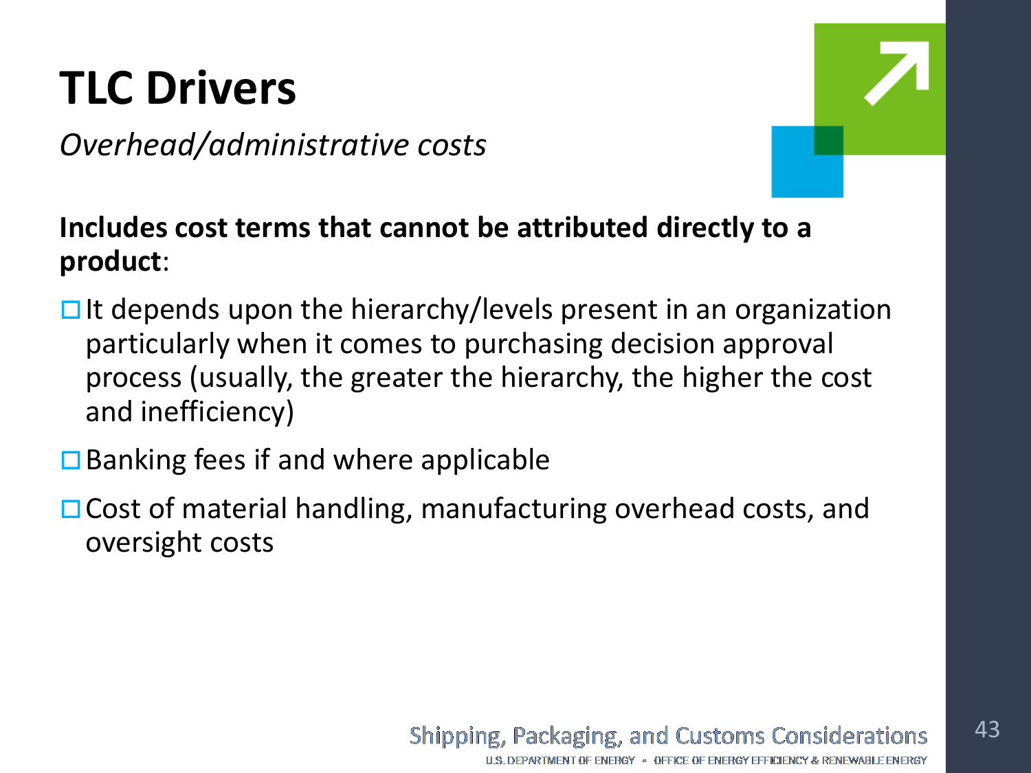# TLC Drivers

*Overhead/administrative costs*

**Includes cost terms that cannot be attributed directly to a product**:

- It depends upon the hierarchy/levels present in an organization particularly when it comes to purchasing decision approval process (usually, the greater the hierarchy, the higher the cost and inefficiency)
- Banking fees if and where applicable
- Cost of material handling, manufacturing overhead costs, and oversight costs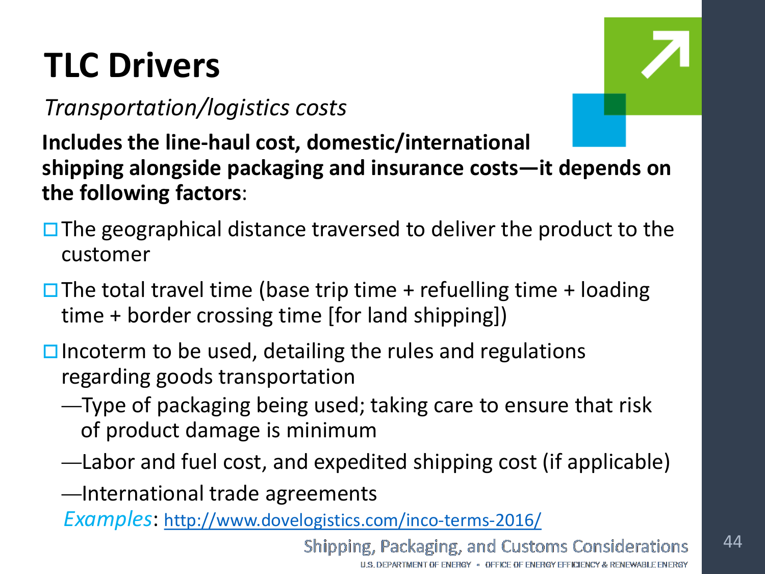# TLC Drivers

*Transportation/logistics costs*

**Includes the line-haul cost, domestic/international shipping alongside packaging and insurance costs—it depends on the following factors**:

- The geographical distance traversed to deliver the product to the customer
- The total travel time (base trip time + refuelling time + loading time + border crossing time [for land shipping])
- Incoterm to be used, detailing the rules and regulations regarding goods transportation
  - —Type of packaging being used; taking care to ensure that risk of product damage is minimum
  - —Labor and fuel cost, and expedited shipping cost (if applicable)
  - —International trade agreements

*Examples*: http://www.dovelogistics.com/inco-terms-2016/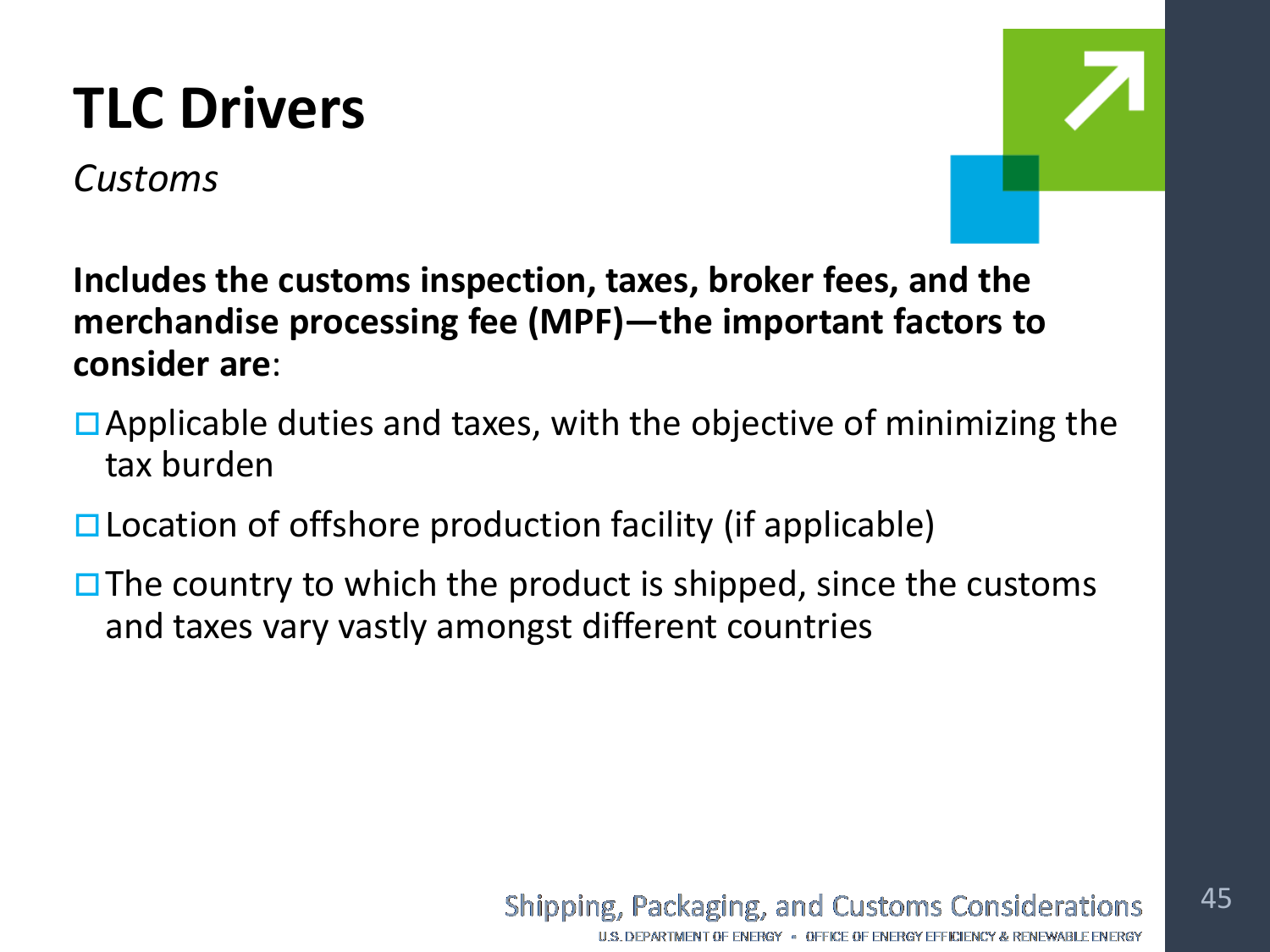# TLC Drivers

*Customs*

**Includes the customs inspection, taxes, broker fees, and the merchandise processing fee (MPF)—the important factors to consider are**:

- Applicable duties and taxes, with the objective of minimizing the tax burden
- Location of offshore production facility (if applicable)
- The country to which the product is shipped, since the customs and taxes vary vastly amongst different countries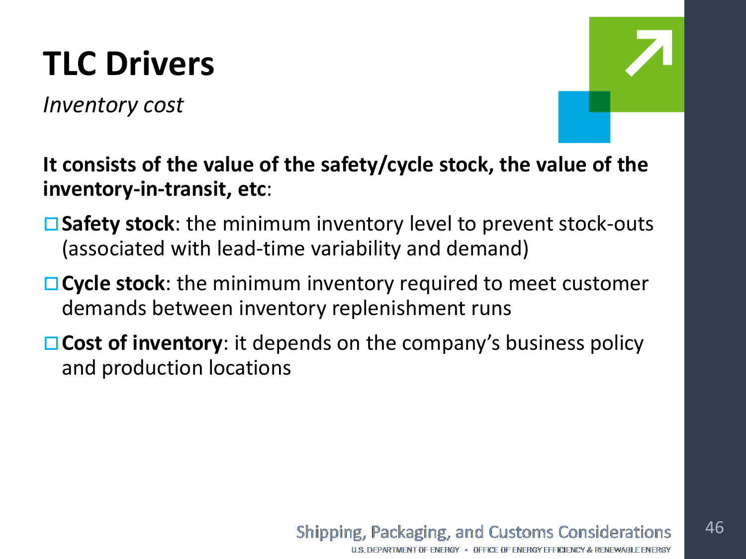# TLC Drivers

*Inventory cost*

**It consists of the value of the safety/cycle stock, the value of the inventory-in-transit, etc**:

- **Safety stock**: the minimum inventory level to prevent stock-outs (associated with lead-time variability and demand)
- **Cycle stock**: the minimum inventory required to meet customer demands between inventory replenishment runs
- **Cost of inventory**: it depends on the company's business policy and production locations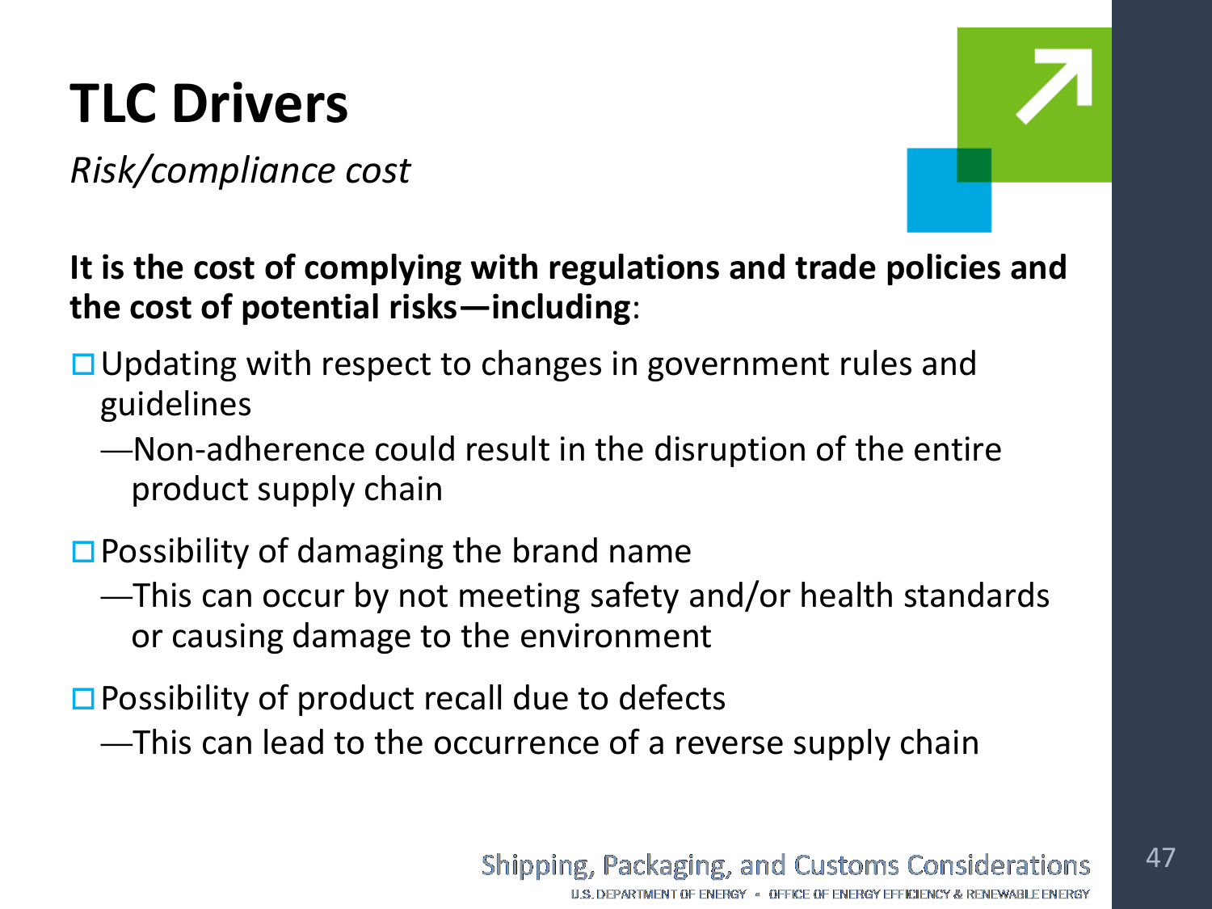# TLC Drivers

*Risk/compliance cost*

**It is the cost of complying with regulations and trade policies and the cost of potential risks—including**:

- Updating with respect to changes in government rules and guidelines
  - —Non-adherence could result in the disruption of the entire product supply chain
- Possibility of damaging the brand name
  - —This can occur by not meeting safety and/or health standards or causing damage to the environment
- Possibility of product recall due to defects
  - —This can lead to the occurrence of a reverse supply chain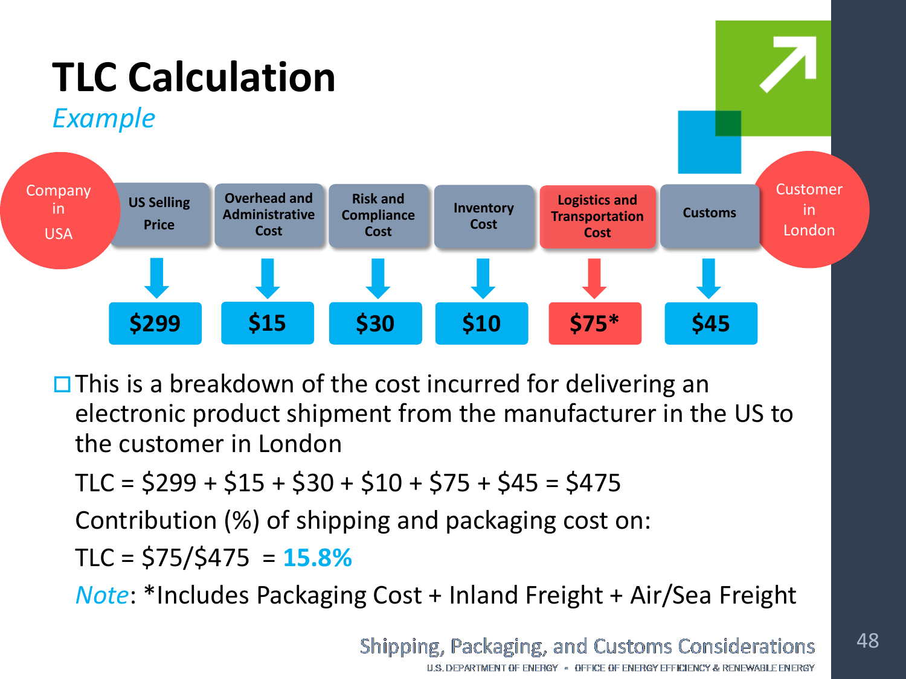# TLC Calculation

*Example*

Company in USA → Customer in London

| US Selling Price | Overhead and Administrative Cost | Risk and Compliance Cost | Inventory Cost | Logistics and Transportation Cost | Customs |
|---|---|---|---|---|---|
| $299 | $15 | $30 | $10 | $75* | $45 |

- This is a breakdown of the cost incurred for delivering an electronic product shipment from the manufacturer in the US to the customer in London

  TLC = $299 + $15 + $30 + $10 + $75 + $45 = $475

  Contribution (%) of shipping and packaging cost on:

  TLC = $75/$475 = **15.8%**

  *Note*: *Includes Packaging Cost + Inland Freight + Air/Sea Freight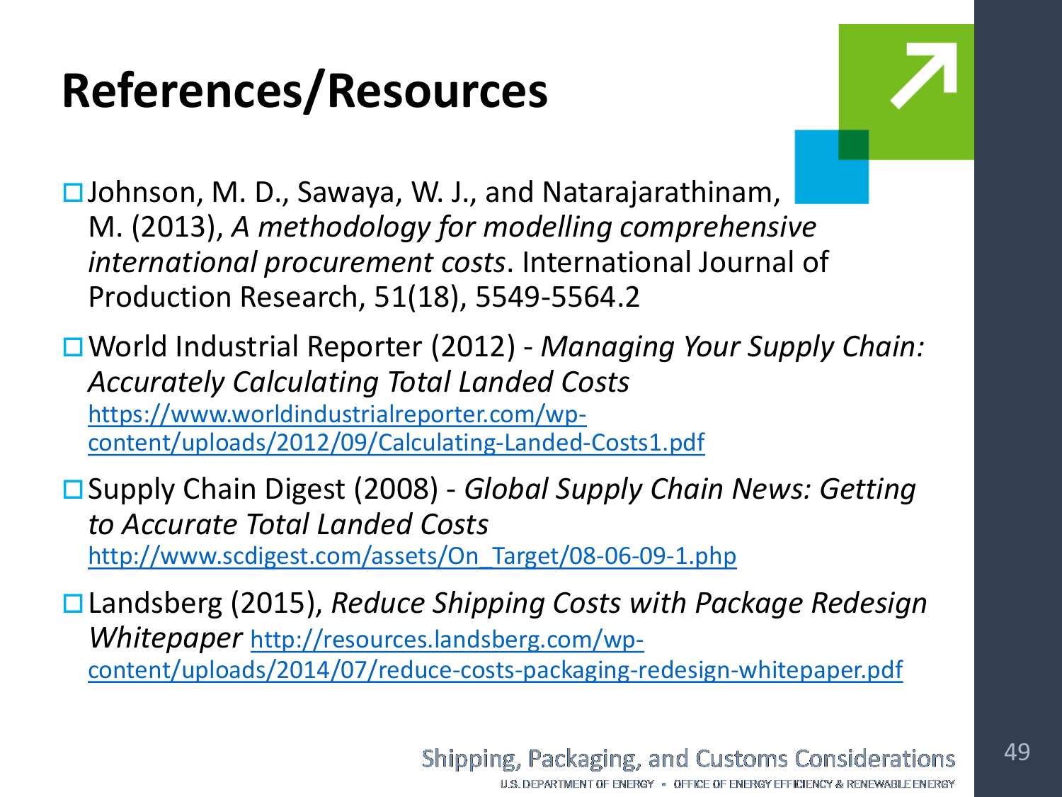# References/Resources

- Johnson, M. D., Sawaya, W. J., and Natarajarathinam, M. (2013), *A methodology for modelling comprehensive international procurement costs*. International Journal of Production Research, 51(18), 5549-5564.2
- World Industrial Reporter (2012) - *Managing Your Supply Chain: Accurately Calculating Total Landed Costs* https://www.worldindustrialreporter.com/wp-content/uploads/2012/09/Calculating-Landed-Costs1.pdf
- Supply Chain Digest (2008) - *Global Supply Chain News: Getting to Accurate Total Landed Costs* http://www.scdigest.com/assets/On_Target/08-06-09-1.php
- Landsberg (2015), *Reduce Shipping Costs with Package Redesign Whitepaper* http://resources.landsberg.com/wp-content/uploads/2014/07/reduce-costs-packaging-redesign-whitepaper.pdf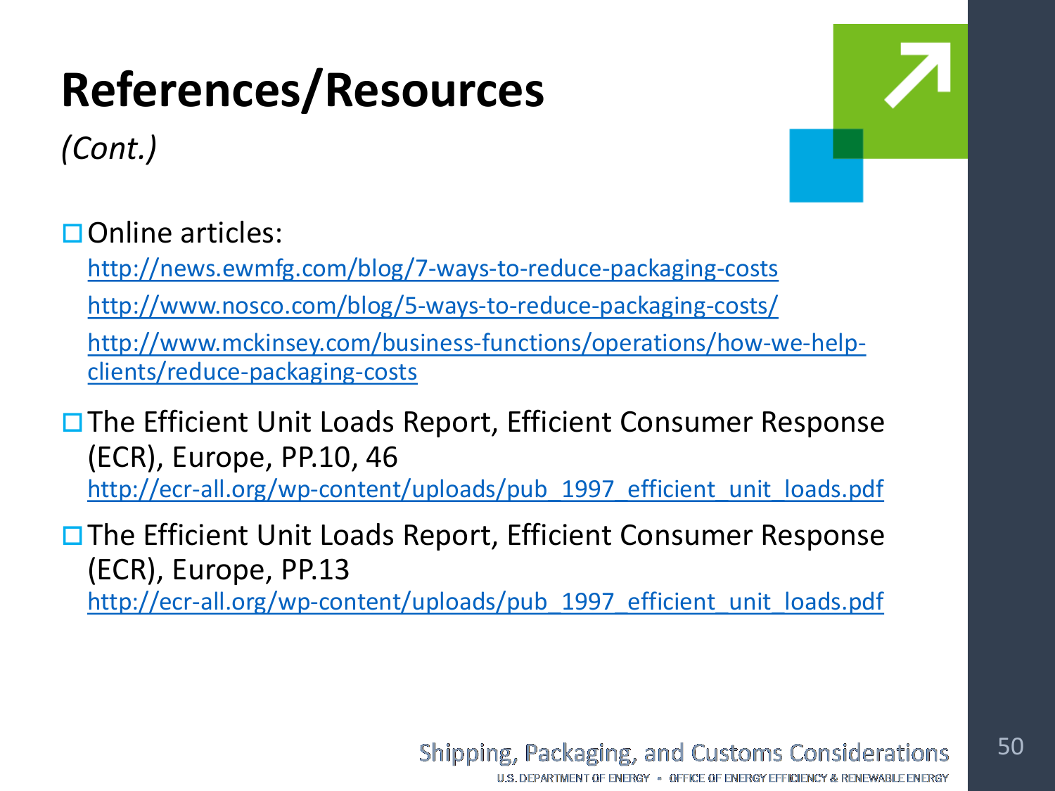# References/Resources

*(Cont.)*

- Online articles:
  http://news.ewmfg.com/blog/7-ways-to-reduce-packaging-costs
  http://www.nosco.com/blog/5-ways-to-reduce-packaging-costs/
  http://www.mckinsey.com/business-functions/operations/how-we-help-clients/reduce-packaging-costs
- The Efficient Unit Loads Report, Efficient Consumer Response (ECR), Europe, PP.10, 46
  http://ecr-all.org/wp-content/uploads/pub_1997_efficient_unit_loads.pdf
- The Efficient Unit Loads Report, Efficient Consumer Response (ECR), Europe, PP.13
  http://ecr-all.org/wp-content/uploads/pub_1997_efficient_unit_loads.pdf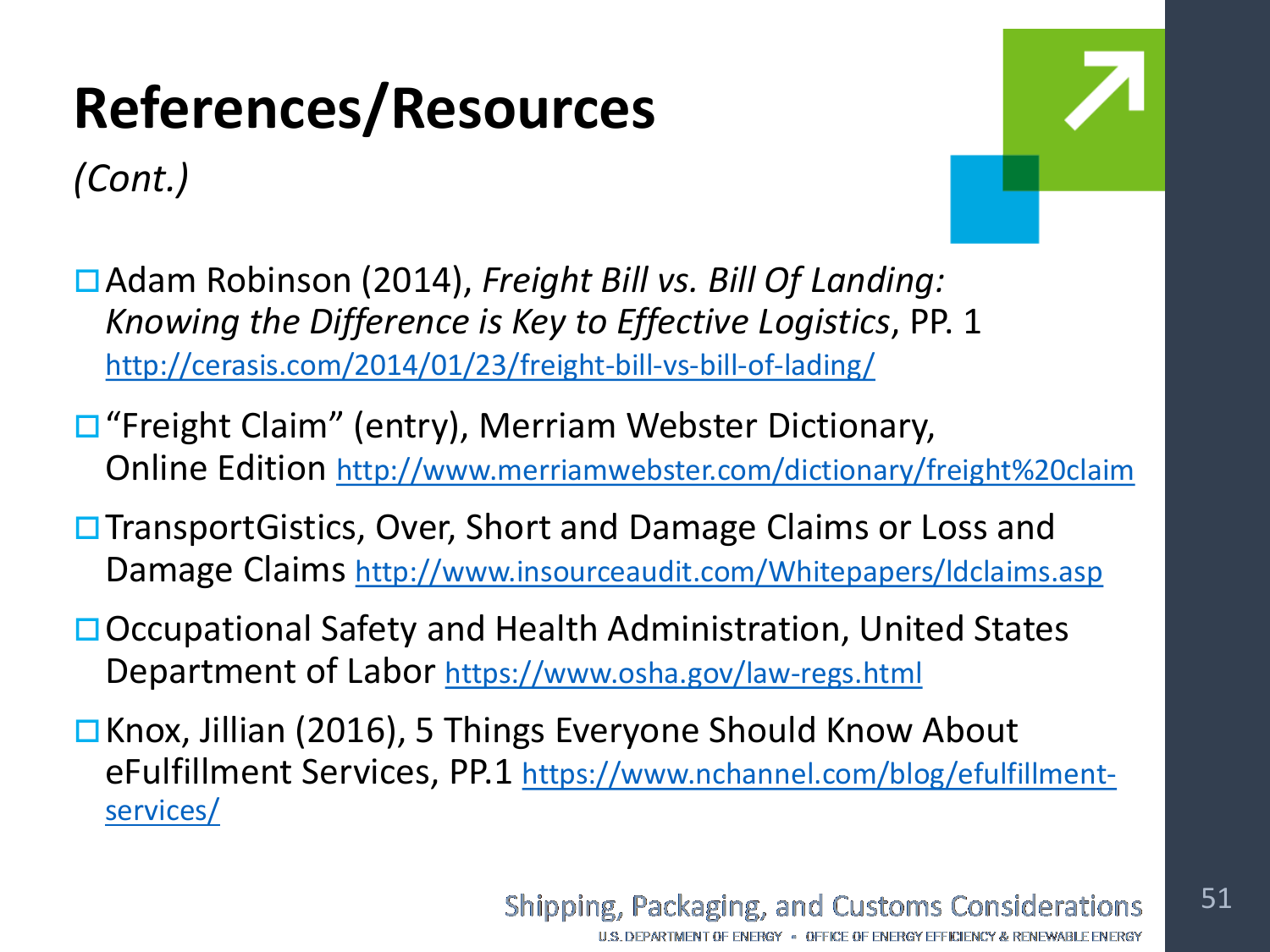# References/Resources

*(Cont.)*

- Adam Robinson (2014), *Freight Bill vs. Bill Of Landing: Knowing the Difference is Key to Effective Logistics*, PP. 1 http://cerasis.com/2014/01/23/freight-bill-vs-bill-of-lading/
- "Freight Claim" (entry), Merriam Webster Dictionary, Online Edition http://www.merriamwebster.com/dictionary/freight%20claim
- TransportGistics, Over, Short and Damage Claims or Loss and Damage Claims http://www.insourceaudit.com/Whitepapers/ldclaims.asp
- Occupational Safety and Health Administration, United States Department of Labor https://www.osha.gov/law-regs.html
- Knox, Jillian (2016), 5 Things Everyone Should Know About eFulfillment Services, PP.1 https://www.nchannel.com/blog/efulfillment-services/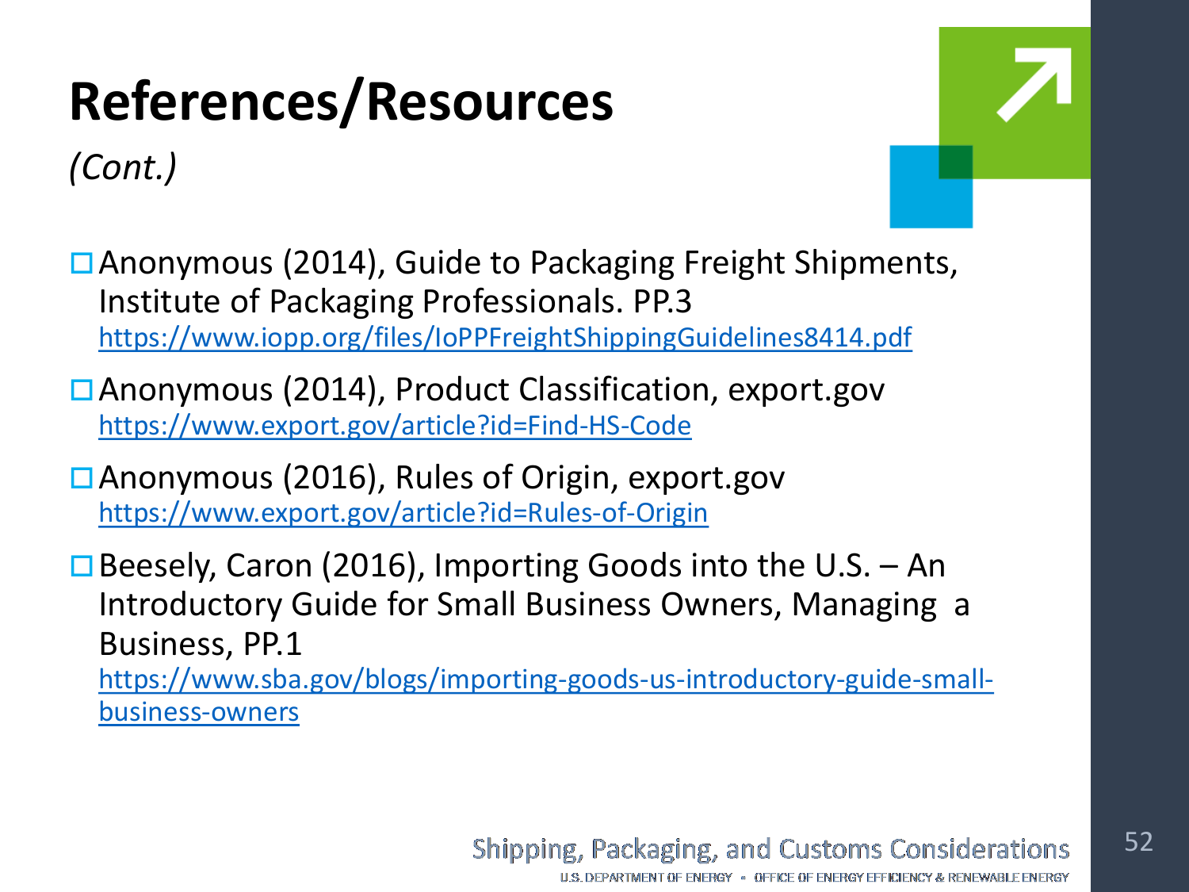# References/Resources

*(Cont.)*

- Anonymous (2014), Guide to Packaging Freight Shipments, Institute of Packaging Professionals. PP.3
  https://www.iopp.org/files/IoPPFreightShippingGuidelines8414.pdf
- Anonymous (2014), Product Classification, export.gov
  https://www.export.gov/article?id=Find-HS-Code
- Anonymous (2016), Rules of Origin, export.gov
  https://www.export.gov/article?id=Rules-of-Origin
- Beesely, Caron (2016), Importing Goods into the U.S. – An Introductory Guide for Small Business Owners, Managing a Business, PP.1
  https://www.sba.gov/blogs/importing-goods-us-introductory-guide-small-business-owners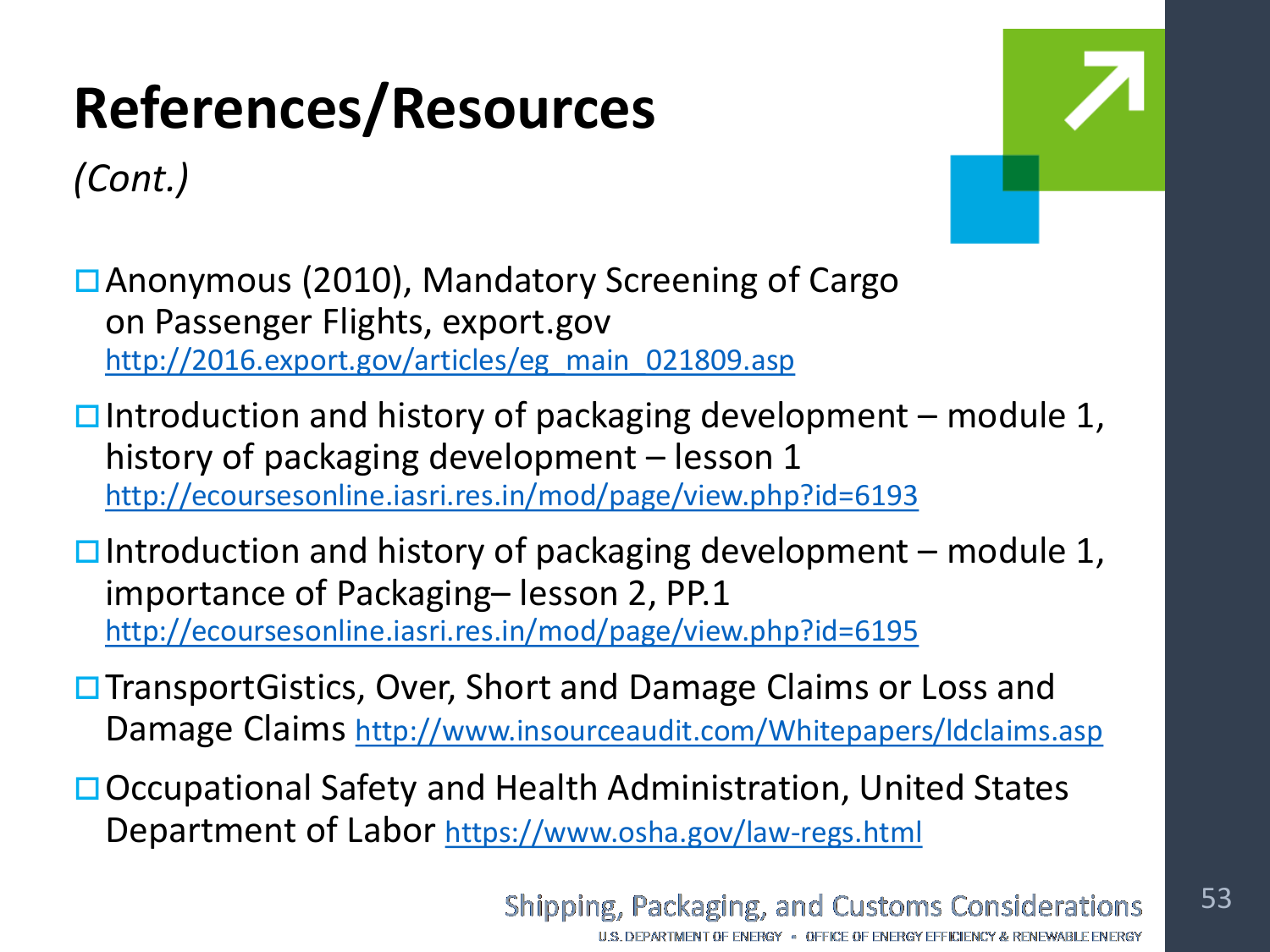# References/Resources

*(Cont.)*

- Anonymous (2010), Mandatory Screening of Cargo on Passenger Flights, export.gov http://2016.export.gov/articles/eg_main_021809.asp
- Introduction and history of packaging development – module 1, history of packaging development – lesson 1 http://ecoursesonline.iasri.res.in/mod/page/view.php?id=6193
- Introduction and history of packaging development – module 1, importance of Packaging– lesson 2, PP.1 http://ecoursesonline.iasri.res.in/mod/page/view.php?id=6195
- TransportGistics, Over, Short and Damage Claims or Loss and Damage Claims http://www.insourceaudit.com/Whitepapers/ldclaims.asp
- Occupational Safety and Health Administration, United States Department of Labor https://www.osha.gov/law-regs.html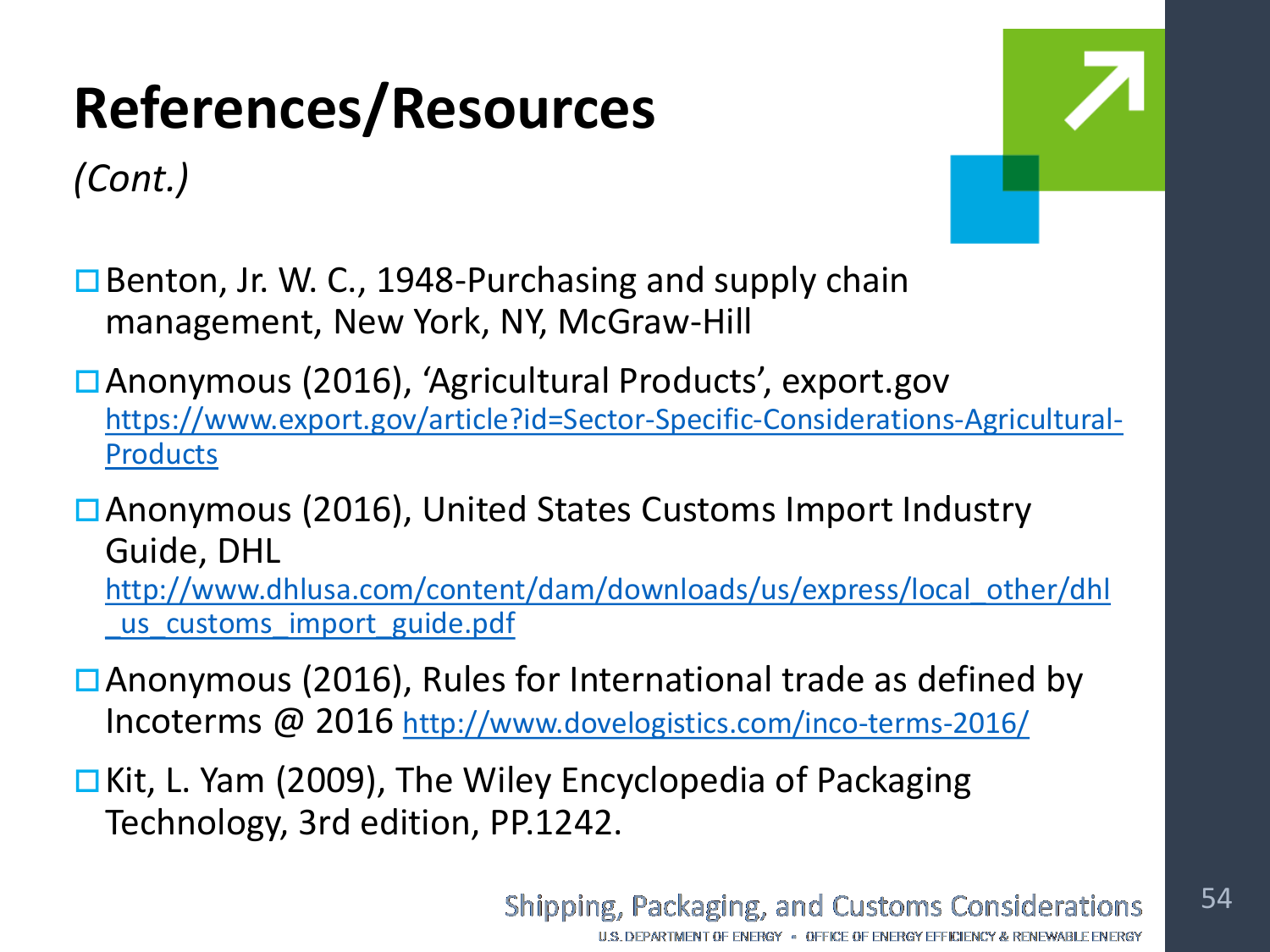# References/Resources

*(Cont.)*

- Benton, Jr. W. C., 1948-Purchasing and supply chain management, New York, NY, McGraw-Hill
- Anonymous (2016), 'Agricultural Products', export.gov https://www.export.gov/article?id=Sector-Specific-Considerations-Agricultural-Products
- Anonymous (2016), United States Customs Import Industry Guide, DHL http://www.dhlusa.com/content/dam/downloads/us/express/local_other/dhl_us_customs_import_guide.pdf
- Anonymous (2016), Rules for International trade as defined by Incoterms @ 2016 http://www.dovelogistics.com/inco-terms-2016/
- Kit, L. Yam (2009), The Wiley Encyclopedia of Packaging Technology, 3rd edition, PP.1242.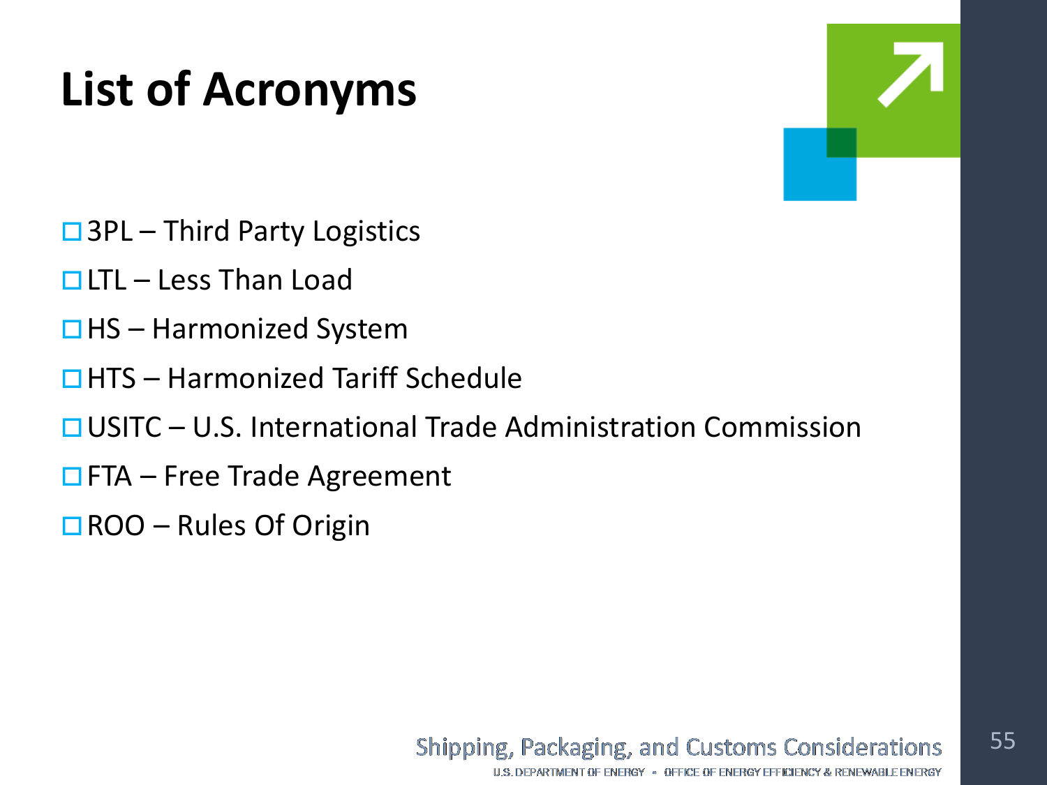# List of Acronyms

- 3PL – Third Party Logistics
- LTL – Less Than Load
- HS – Harmonized System
- HTS – Harmonized Tariff Schedule
- USITC – U.S. International Trade Administration Commission
- FTA – Free Trade Agreement
- ROO – Rules Of Origin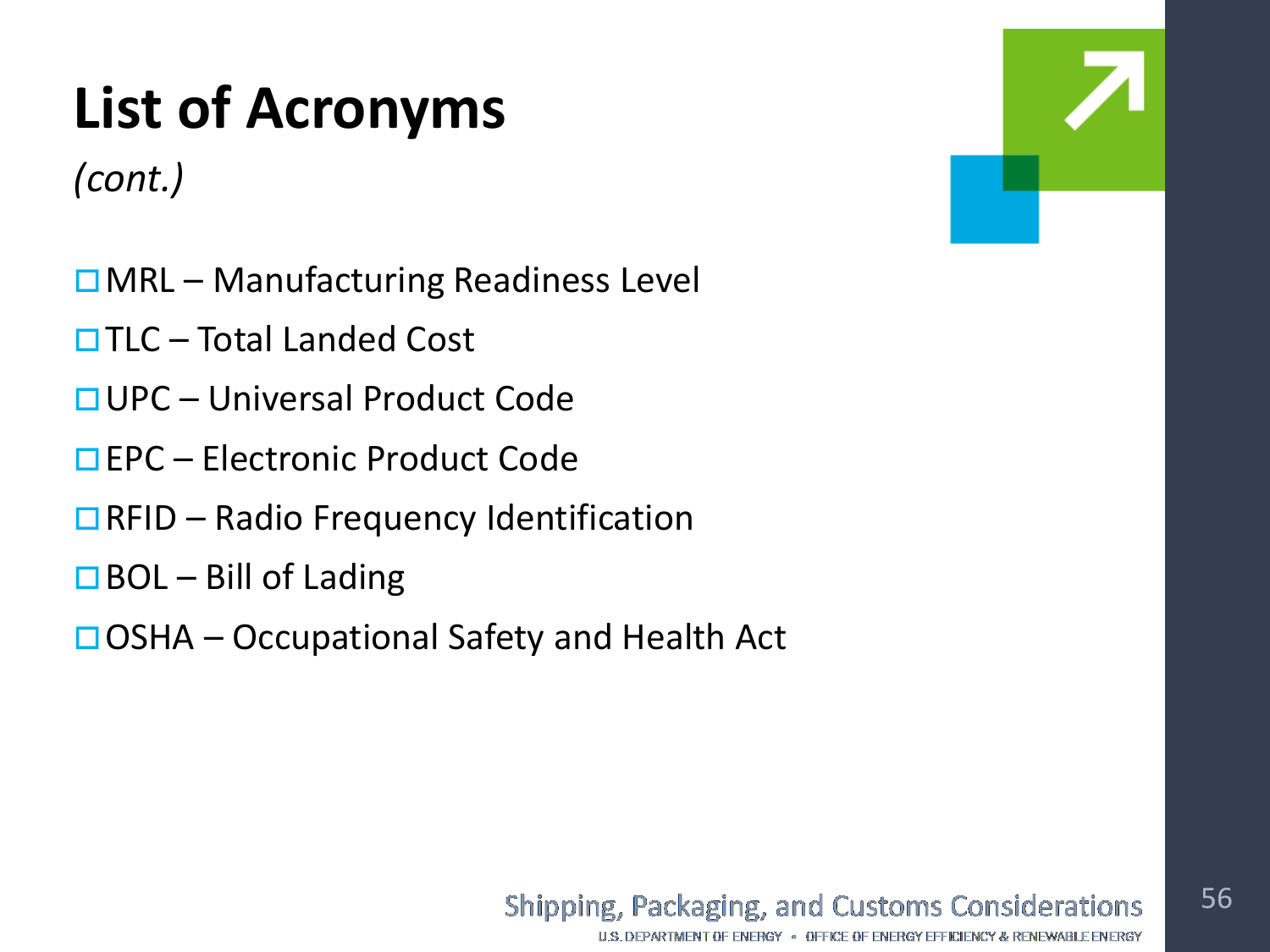# List of Acronyms

*(cont.)*

- MRL – Manufacturing Readiness Level
- TLC – Total Landed Cost
- UPC – Universal Product Code
- EPC – Electronic Product Code
- RFID – Radio Frequency Identification
- BOL – Bill of Lading
- OSHA – Occupational Safety and Health Act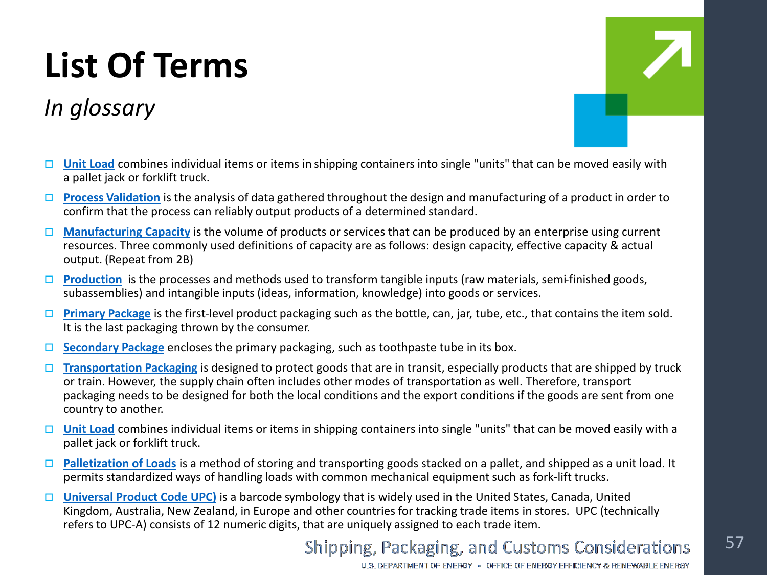# List Of Terms

*In glossary*

- **Unit Load** combines individual items or items in shipping containers into single "units" that can be moved easily with a pallet jack or forklift truck.
- **Process Validation** is the analysis of data gathered throughout the design and manufacturing of a product in order to confirm that the process can reliably output products of a determined standard.
- **Manufacturing Capacity** is the volume of products or services that can be produced by an enterprise using current resources. Three commonly used definitions of capacity are as follows: design capacity, effective capacity & actual output. (Repeat from 2B)
- **Production** is the processes and methods used to transform tangible inputs (raw materials, semi-finished goods, subassemblies) and intangible inputs (ideas, information, knowledge) into goods or services.
- **Primary Package** is the first-level product packaging such as the bottle, can, jar, tube, etc., that contains the item sold. It is the last packaging thrown by the consumer.
- **Secondary Package** encloses the primary packaging, such as toothpaste tube in its box.
- **Transportation Packaging** is designed to protect goods that are in transit, especially products that are shipped by truck or train. However, the supply chain often includes other modes of transportation as well. Therefore, transport packaging needs to be designed for both the local conditions and the export conditions if the goods are sent from one country to another.
- **Unit Load** combines individual items or items in shipping containers into single "units" that can be moved easily with a pallet jack or forklift truck.
- **Palletization of Loads** is a method of storing and transporting goods stacked on a pallet, and shipped as a unit load. It permits standardized ways of handling loads with common mechanical equipment such as fork-lift trucks.
- **Universal Product Code UPC)** is a barcode symbology that is widely used in the United States, Canada, United Kingdom, Australia, New Zealand, in Europe and other countries for tracking trade items in stores. UPC (technically refers to UPC-A) consists of 12 numeric digits, that are uniquely assigned to each trade item.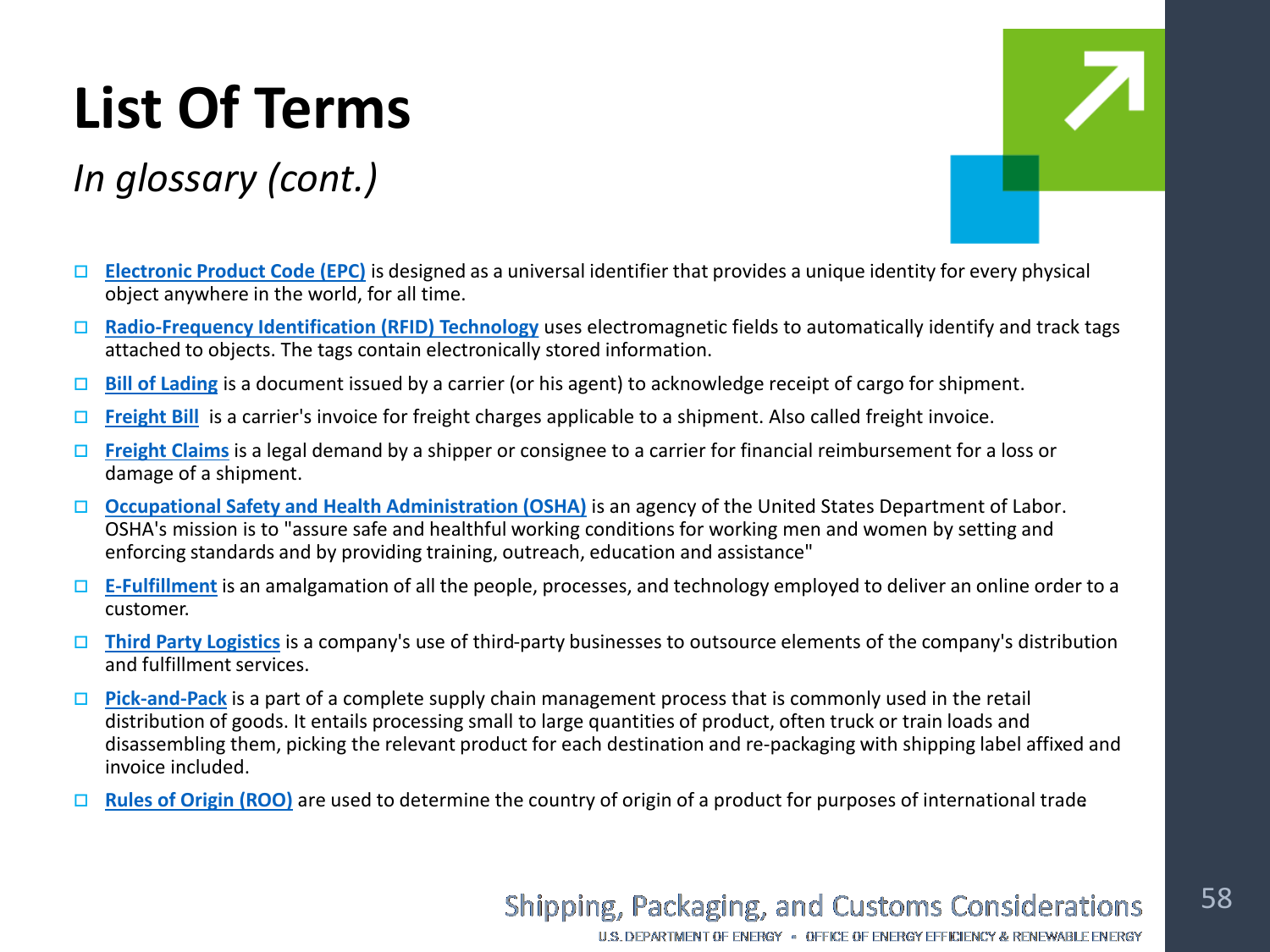# List Of Terms

*In glossary (cont.)*

- **Electronic Product Code (EPC)** is designed as a universal identifier that provides a unique identity for every physical object anywhere in the world, for all time.
- **Radio-Frequency Identification (RFID) Technology** uses electromagnetic fields to automatically identify and track tags attached to objects. The tags contain electronically stored information.
- **Bill of Lading** is a document issued by a carrier (or his agent) to acknowledge receipt of cargo for shipment.
- **Freight Bill** is a carrier's invoice for freight charges applicable to a shipment. Also called freight invoice.
- **Freight Claims** is a legal demand by a shipper or consignee to a carrier for financial reimbursement for a loss or damage of a shipment.
- **Occupational Safety and Health Administration (OSHA)** is an agency of the United States Department of Labor. OSHA's mission is to "assure safe and healthful working conditions for working men and women by setting and enforcing standards and by providing training, outreach, education and assistance"
- **E-Fulfillment** is an amalgamation of all the people, processes, and technology employed to deliver an online order to a customer.
- **Third Party Logistics** is a company's use of third-party businesses to outsource elements of the company's distribution and fulfillment services.
- **Pick-and-Pack** is a part of a complete supply chain management process that is commonly used in the retail distribution of goods. It entails processing small to large quantities of product, often truck or train loads and disassembling them, picking the relevant product for each destination and re-packaging with shipping label affixed and invoice included.
- **Rules of Origin (ROO)** are used to determine the country of origin of a product for purposes of international trade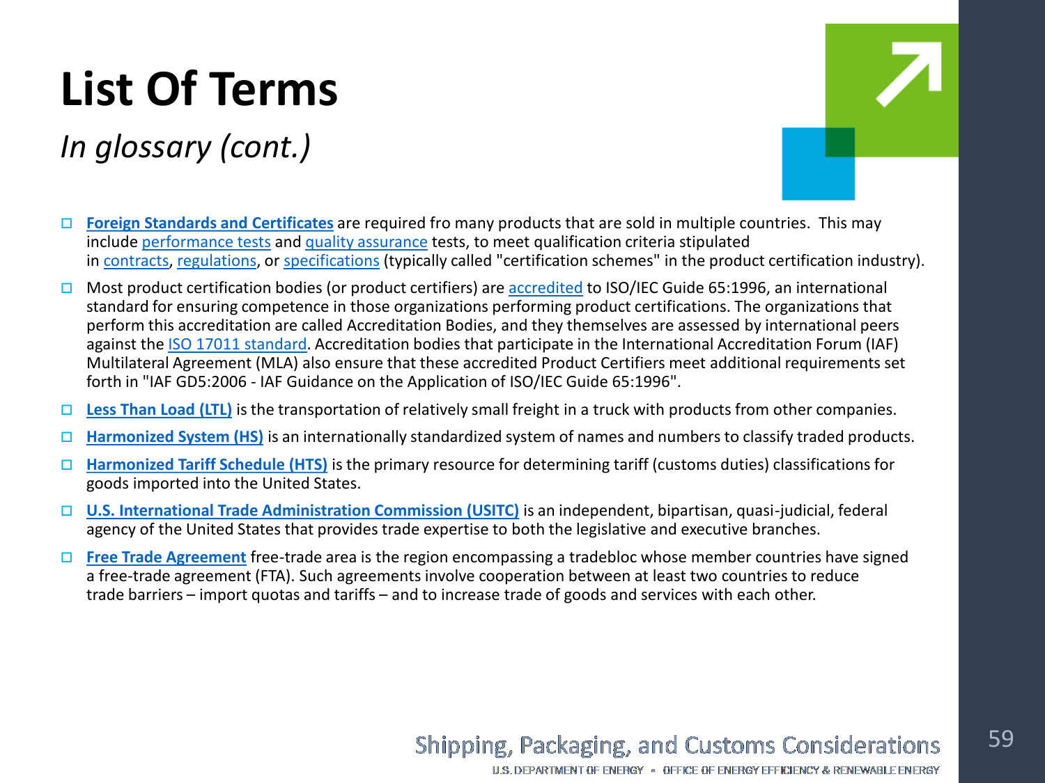# List Of Terms

*In glossary (cont.)*

- **Foreign Standards and Certificates** are required fro many products that are sold in multiple countries. This may include performance tests and quality assurance tests, to meet qualification criteria stipulated in contracts, regulations, or specifications (typically called "certification schemes" in the product certification industry).
- Most product certification bodies (or product certifiers) are accredited to ISO/IEC Guide 65:1996, an international standard for ensuring competence in those organizations performing product certifications. The organizations that perform this accreditation are called Accreditation Bodies, and they themselves are assessed by international peers against the ISO 17011 standard. Accreditation bodies that participate in the International Accreditation Forum (IAF) Multilateral Agreement (MLA) also ensure that these accredited Product Certifiers meet additional requirements set forth in "IAF GD5:2006 - IAF Guidance on the Application of ISO/IEC Guide 65:1996".
- **Less Than Load (LTL)** is the transportation of relatively small freight in a truck with products from other companies.
- **Harmonized System (HS)** is an internationally standardized system of names and numbers to classify traded products.
- **Harmonized Tariff Schedule (HTS)** is the primary resource for determining tariff (customs duties) classifications for goods imported into the United States.
- **U.S. International Trade Administration Commission (USITC)** is an independent, bipartisan, quasi-judicial, federal agency of the United States that provides trade expertise to both the legislative and executive branches.
- **Free Trade Agreement** free-trade area is the region encompassing a tradebloc whose member countries have signed a free-trade agreement (FTA). Such agreements involve cooperation between at least two countries to reduce trade barriers – import quotas and tariffs – and to increase trade of goods and services with each other.